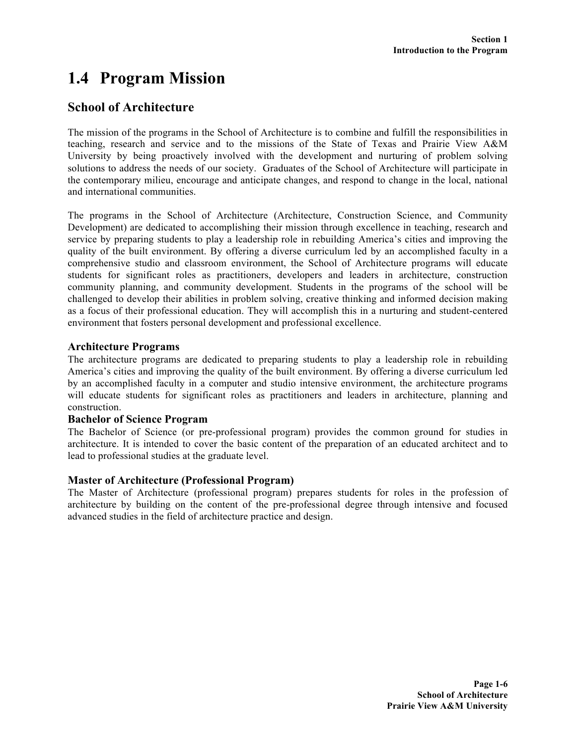# 1.4 Program Mission

## School of Architecture

The mission of the programs in the School of Architecture is to combine and fulfill the responsibilities in teaching, research and service and to the missions of the State of Texas and Prairie View A&M University by being proactively involved with the development and nurturing of problem solving solutions to address the needs of our society. Graduates of the School of Architecture will participate in the contemporary milieu, encourage and anticipate changes, and respond to change in the local, national and international communities.

The programs in the School of Architecture (Architecture, Construction Science, and Community Development) are dedicated to accomplishing their mission through excellence in teaching, research and service by preparing students to play a leadership role in rebuilding America's cities and improving the quality of the built environment. By offering a diverse curriculum led by an accomplished faculty in a comprehensive studio and classroom environment, the School of Architecture programs will educate students for significant roles as practitioners, developers and leaders in architecture, construction community planning, and community development. Students in the programs of the school will be challenged to develop their abilities in problem solving, creative thinking and informed decision making as a focus of their professional education. They will accomplish this in a nurturing and student-centered environment that fosters personal development and professional excellence.

### Architecture Programs

The architecture programs are dedicated to preparing students to play a leadership role in rebuilding America's cities and improving the quality of the built environment. By offering a diverse curriculum led by an accomplished faculty in a computer and studio intensive environment, the architecture programs will educate students for significant roles as practitioners and leaders in architecture, planning and construction.

### Bachelor of Science Program

The Bachelor of Science (or pre-professional program) provides the common ground for studies in architecture. It is intended to cover the basic content of the preparation of an educated architect and to lead to professional studies at the graduate level.

### Master of Architecture (Professional Program)

The Master of Architecture (professional program) prepares students for roles in the profession of architecture by building on the content of the pre-professional degree through intensive and focused advanced studies in the field of architecture practice and design.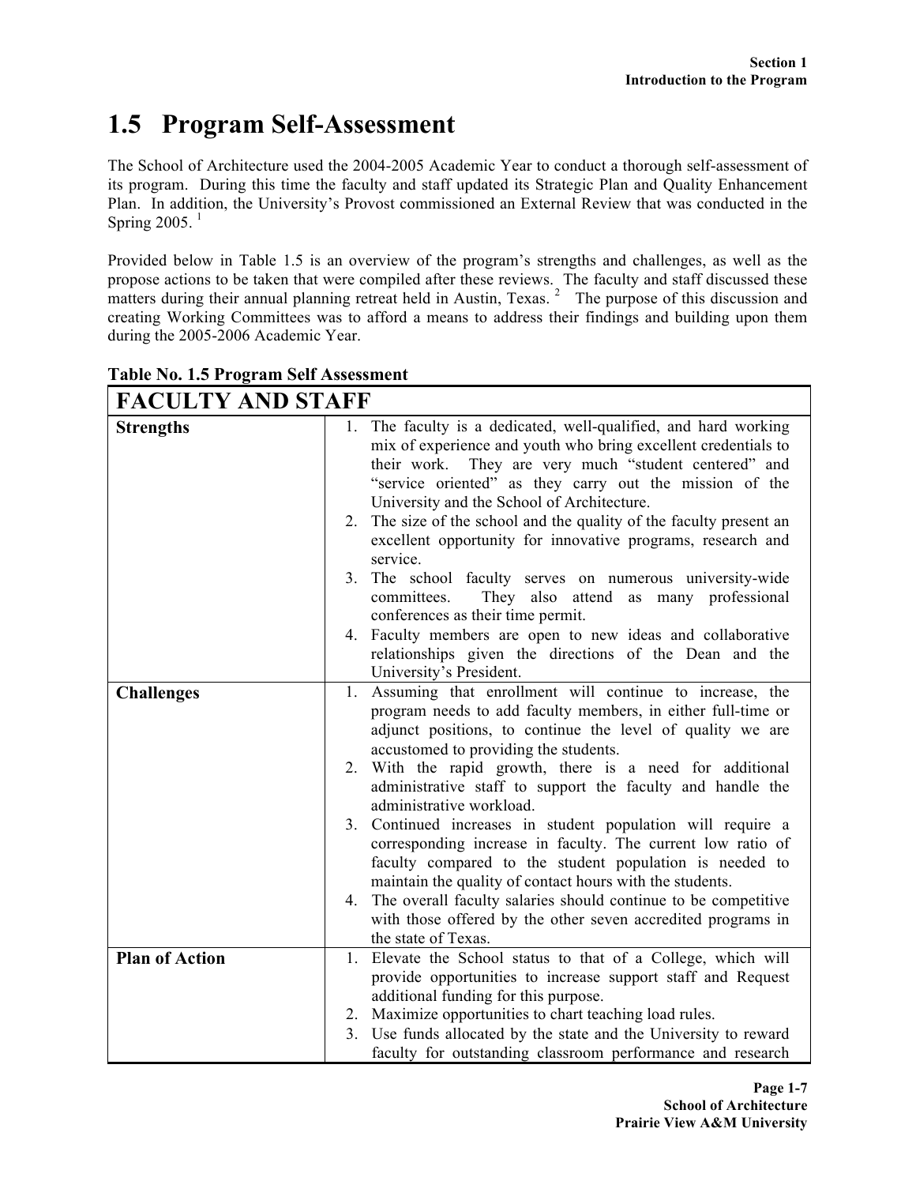# 1.5 Program Self-Assessment

The School of Architecture used the 2004-2005 Academic Year to conduct a thorough self-assessment of its program. During this time the faculty and staff updated its Strategic Plan and Quality Enhancement Plan. In addition, the University's Provost commissioned an External Review that was conducted in the Spring 2005. [1]

Provided below in Table 1.5 is an overview of the program's strengths and challenges, as well as the propose actions to be taken that were compiled after these reviews. The faculty and staff discussed these matters during their annual planning retreat held in Austin, Texas. [2] The purpose of this discussion and creating Working Committees was to afford a means to address their findings and building upon them during the 2005-2006 Academic Year.

**Table No. 1.5 Program Self Assessment**

| FACULTY AND STAFF | |
|---|---|
| **Strengths** | 1. The faculty is a dedicated, well-qualified, and hard working mix of experience and youth who bring excellent credentials to their work. They are very much "student centered" and "service oriented" as they carry out the mission of the University and the School of Architecture.<br>2. The size of the school and the quality of the faculty present an excellent opportunity for innovative programs, research and service.<br>3. The school faculty serves on numerous university-wide committees. They also attend as many professional conferences as their time permit.<br>4. Faculty members are open to new ideas and collaborative relationships given the directions of the Dean and the University's President. |
| **Challenges** | 1. Assuming that enrollment will continue to increase, the program needs to add faculty members, in either full-time or adjunct positions, to continue the level of quality we are accustomed to providing the students.<br>2. With the rapid growth, there is a need for additional administrative staff to support the faculty and handle the administrative workload.<br>3. Continued increases in student population will require a corresponding increase in faculty. The current low ratio of faculty compared to the student population is needed to maintain the quality of contact hours with the students.<br>4. The overall faculty salaries should continue to be competitive with those offered by the other seven accredited programs in the state of Texas. |
| **Plan of Action** | 1. Elevate the School status to that of a College, which will provide opportunities to increase support staff and Request additional funding for this purpose.<br>2. Maximize opportunities to chart teaching load rules.<br>3. Use funds allocated by the state and the University to reward faculty for outstanding classroom performance and research |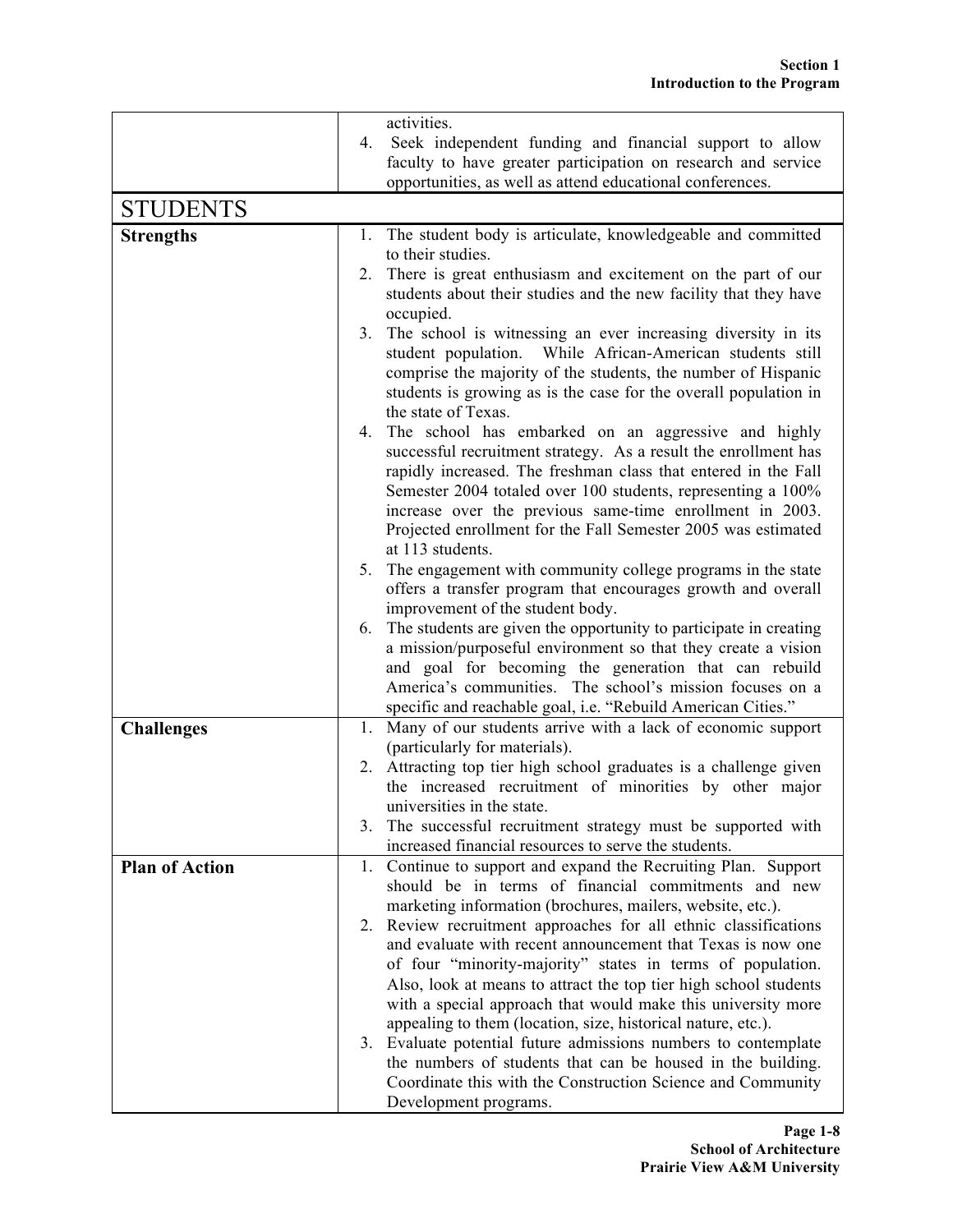| | |
|---|---|
| | activities.<br>4. Seek independent funding and financial support to allow faculty to have greater participation on research and service opportunities, as well as attend educational conferences. |
| **STUDENTS** | |
| **Strengths** | 1. The student body is articulate, knowledgeable and committed to their studies.<br>2. There is great enthusiasm and excitement on the part of our students about their studies and the new facility that they have occupied.<br>3. The school is witnessing an ever increasing diversity in its student population. While African-American students still comprise the majority of the students, the number of Hispanic students is growing as is the case for the overall population in the state of Texas.<br>4. The school has embarked on an aggressive and highly successful recruitment strategy. As a result the enrollment has rapidly increased. The freshman class that entered in the Fall Semester 2004 totaled over 100 students, representing a 100% increase over the previous same-time enrollment in 2003. Projected enrollment for the Fall Semester 2005 was estimated at 113 students.<br>5. The engagement with community college programs in the state offers a transfer program that encourages growth and overall improvement of the student body.<br>6. The students are given the opportunity to participate in creating a mission/purposeful environment so that they create a vision and goal for becoming the generation that can rebuild America's communities. The school's mission focuses on a specific and reachable goal, i.e. "Rebuild American Cities." |
| **Challenges** | 1. Many of our students arrive with a lack of economic support (particularly for materials).<br>2. Attracting top tier high school graduates is a challenge given the increased recruitment of minorities by other major universities in the state.<br>3. The successful recruitment strategy must be supported with increased financial resources to serve the students. |
| **Plan of Action** | 1. Continue to support and expand the Recruiting Plan. Support should be in terms of financial commitments and new marketing information (brochures, mailers, website, etc.).<br>2. Review recruitment approaches for all ethnic classifications and evaluate with recent announcement that Texas is now one of four "minority-majority" states in terms of population. Also, look at means to attract the top tier high school students with a special approach that would make this university more appealing to them (location, size, historical nature, etc.).<br>3. Evaluate potential future admissions numbers to contemplate the numbers of students that can be housed in the building. Coordinate this with the Construction Science and Community Development programs. |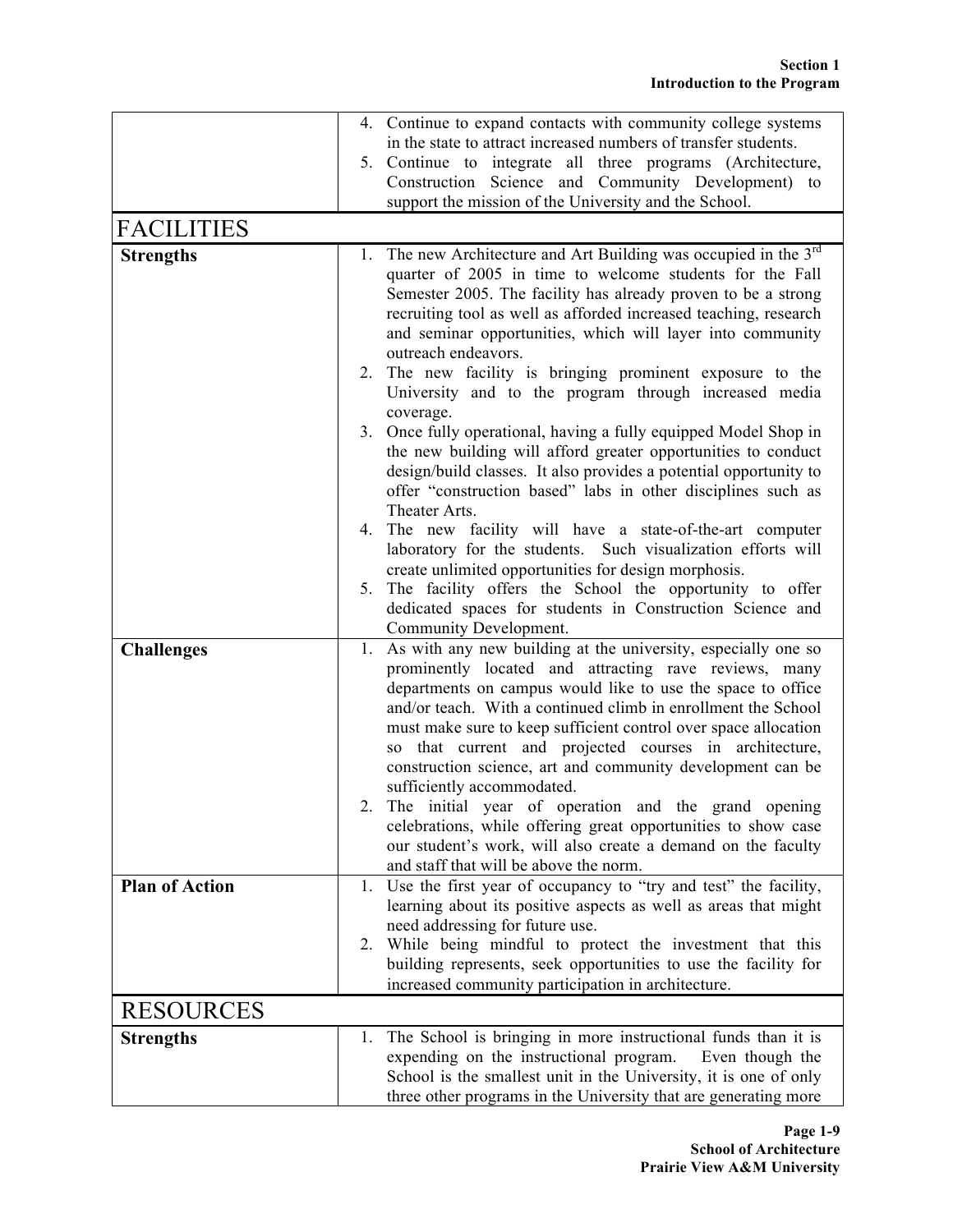| | |
|---|---|
| | 4. Continue to expand contacts with community college systems in the state to attract increased numbers of transfer students.<br>5. Continue to integrate all three programs (Architecture, Construction Science and Community Development) to support the mission of the University and the School. |
| **FACILITIES** | |
| **Strengths** | 1. The new Architecture and Art Building was occupied in the 3rd quarter of 2005 in time to welcome students for the Fall Semester 2005. The facility has already proven to be a strong recruiting tool as well as afforded increased teaching, research and seminar opportunities, which will layer into community outreach endeavors.<br>2. The new facility is bringing prominent exposure to the University and to the program through increased media coverage.<br>3. Once fully operational, having a fully equipped Model Shop in the new building will afford greater opportunities to conduct design/build classes. It also provides a potential opportunity to offer "construction based" labs in other disciplines such as Theater Arts.<br>4. The new facility will have a state-of-the-art computer laboratory for the students. Such visualization efforts will create unlimited opportunities for design morphosis.<br>5. The facility offers the School the opportunity to offer dedicated spaces for students in Construction Science and Community Development. |
| **Challenges** | 1. As with any new building at the university, especially one so prominently located and attracting rave reviews, many departments on campus would like to use the space to office and/or teach. With a continued climb in enrollment the School must make sure to keep sufficient control over space allocation so that current and projected courses in architecture, construction science, art and community development can be sufficiently accommodated.<br>2. The initial year of operation and the grand opening celebrations, while offering great opportunities to show case our student's work, will also create a demand on the faculty and staff that will be above the norm. |
| **Plan of Action** | 1. Use the first year of occupancy to "try and test" the facility, learning about its positive aspects as well as areas that might need addressing for future use.<br>2. While being mindful to protect the investment that this building represents, seek opportunities to use the facility for increased community participation in architecture. |
| **RESOURCES** | |
| **Strengths** | 1. The School is bringing in more instructional funds than it is expending on the instructional program. Even though the School is the smallest unit in the University, it is one of only three other programs in the University that are generating more |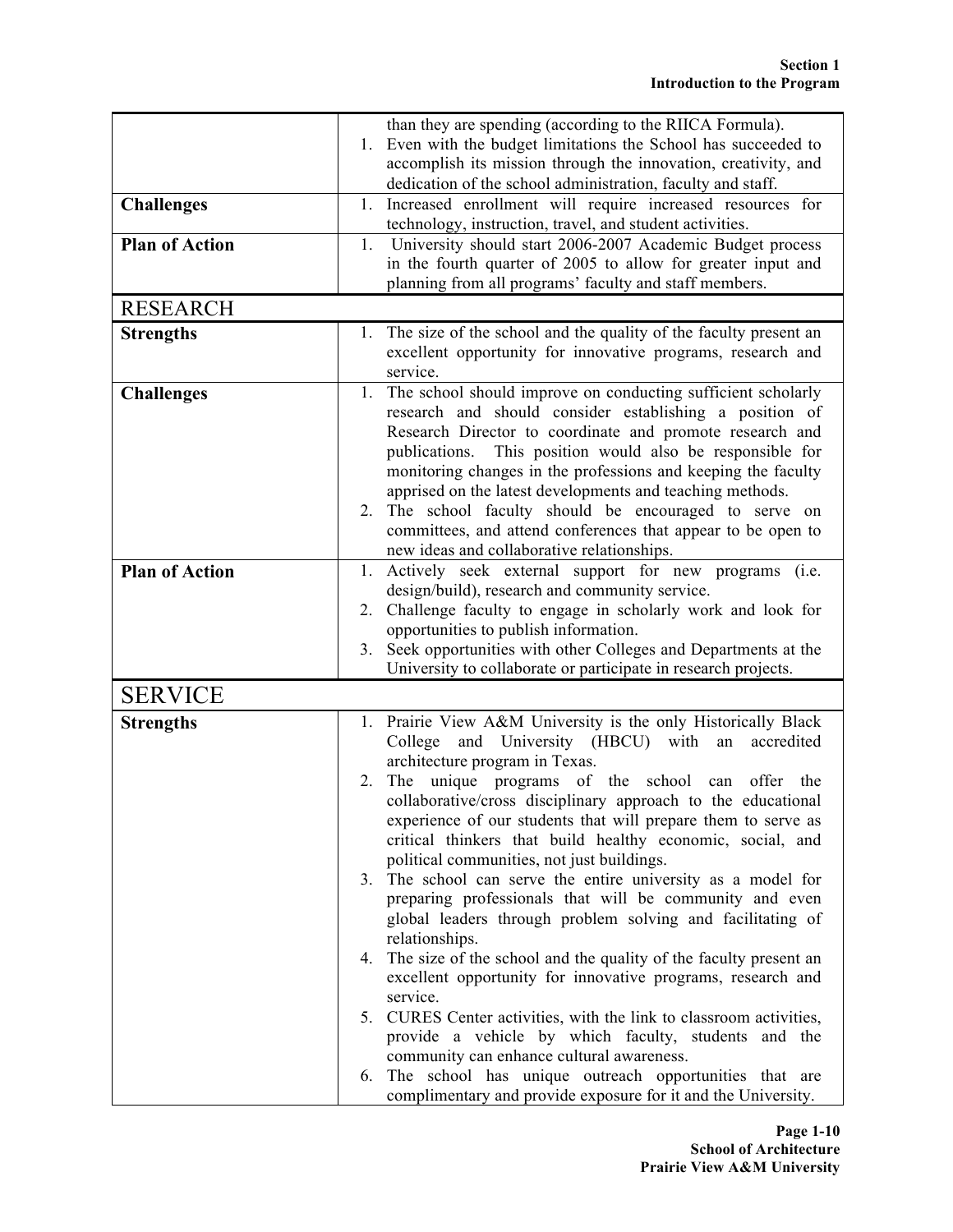| | |
|---|---|
| | than they are spending (according to the RIICA Formula).<br>1. Even with the budget limitations the School has succeeded to accomplish its mission through the innovation, creativity, and dedication of the school administration, faculty and staff. |
| **Challenges** | 1. Increased enrollment will require increased resources for technology, instruction, travel, and student activities. |
| **Plan of Action** | 1. University should start 2006-2007 Academic Budget process in the fourth quarter of 2005 to allow for greater input and planning from all programs' faculty and staff members. |
| RESEARCH | |
| **Strengths** | 1. The size of the school and the quality of the faculty present an excellent opportunity for innovative programs, research and service. |
| **Challenges** | 1. The school should improve on conducting sufficient scholarly research and should consider establishing a position of Research Director to coordinate and promote research and publications. This position would also be responsible for monitoring changes in the professions and keeping the faculty apprised on the latest developments and teaching methods.<br>2. The school faculty should be encouraged to serve on committees, and attend conferences that appear to be open to new ideas and collaborative relationships. |
| **Plan of Action** | 1. Actively seek external support for new programs (i.e. design/build), research and community service.<br>2. Challenge faculty to engage in scholarly work and look for opportunities to publish information.<br>3. Seek opportunities with other Colleges and Departments at the University to collaborate or participate in research projects. |
| SERVICE | |
| **Strengths** | 1. Prairie View A&M University is the only Historically Black College and University (HBCU) with an accredited architecture program in Texas.<br>2. The unique programs of the school can offer the collaborative/cross disciplinary approach to the educational experience of our students that will prepare them to serve as critical thinkers that build healthy economic, social, and political communities, not just buildings.<br>3. The school can serve the entire university as a model for preparing professionals that will be community and even global leaders through problem solving and facilitating of relationships.<br>4. The size of the school and the quality of the faculty present an excellent opportunity for innovative programs, research and service.<br>5. CURES Center activities, with the link to classroom activities, provide a vehicle by which faculty, students and the community can enhance cultural awareness.<br>6. The school has unique outreach opportunities that are complimentary and provide exposure for it and the University. |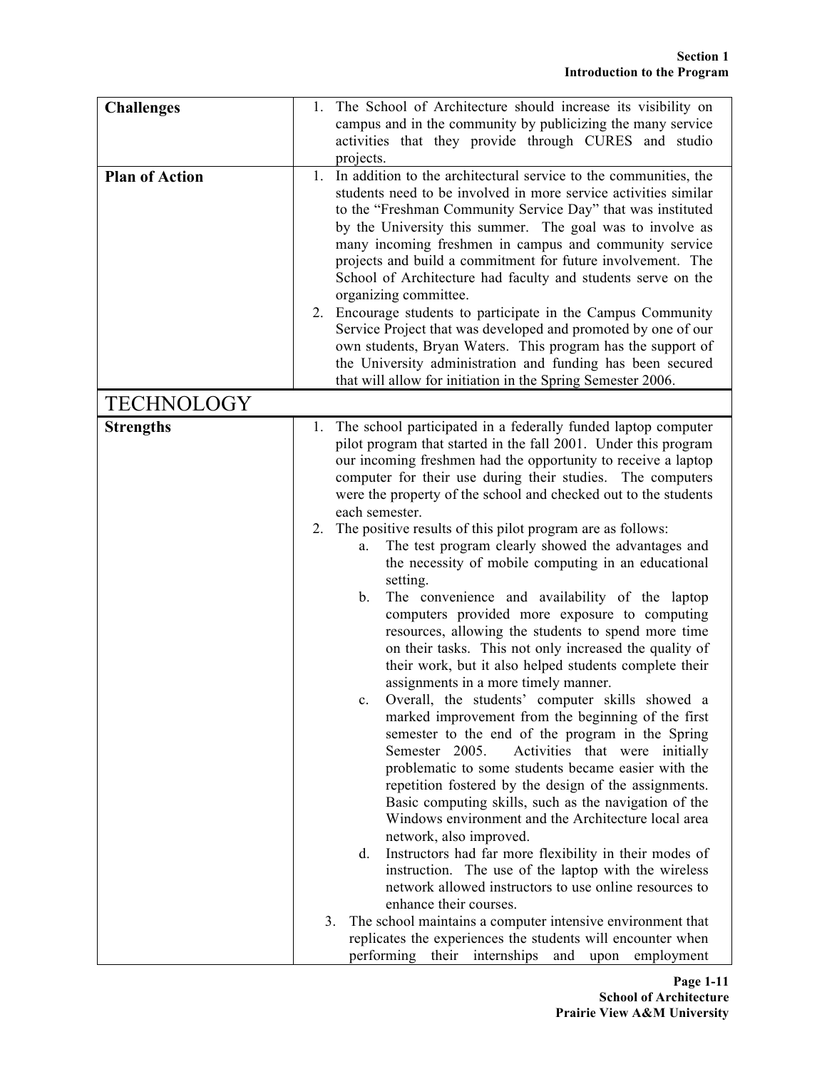| | |
|---|---|
| **Challenges** | 1. The School of Architecture should increase its visibility on campus and in the community by publicizing the many service activities that they provide through CURES and studio projects. |
| **Plan of Action** | 1. In addition to the architectural service to the communities, the students need to be involved in more service activities similar to the "Freshman Community Service Day" that was instituted by the University this summer. The goal was to involve as many incoming freshmen in campus and community service projects and build a commitment for future involvement. The School of Architecture had faculty and students serve on the organizing committee.<br>2. Encourage students to participate in the Campus Community Service Project that was developed and promoted by one of our own students, Bryan Waters. This program has the support of the University administration and funding has been secured that will allow for initiation in the Spring Semester 2006. |

## TECHNOLOGY

| | |
|---|---|
| **Strengths** | 1. The school participated in a federally funded laptop computer pilot program that started in the fall 2001. Under this program our incoming freshmen had the opportunity to receive a laptop computer for their use during their studies. The computers were the property of the school and checked out to the students each semester.<br>2. The positive results of this pilot program are as follows:<br>a. The test program clearly showed the advantages and the necessity of mobile computing in an educational setting.<br>b. The convenience and availability of the laptop computers provided more exposure to computing resources, allowing the students to spend more time on their tasks. This not only increased the quality of their work, but it also helped students complete their assignments in a more timely manner.<br>c. Overall, the students' computer skills showed a marked improvement from the beginning of the first semester to the end of the program in the Spring Semester 2005. Activities that were initially problematic to some students became easier with the repetition fostered by the design of the assignments. Basic computing skills, such as the navigation of the Windows environment and the Architecture local area network, also improved.<br>d. Instructors had far more flexibility in their modes of instruction. The use of the laptop with the wireless network allowed instructors to use online resources to enhance their courses.<br>3. The school maintains a computer intensive environment that replicates the experiences the students will encounter when performing their internships and upon employment |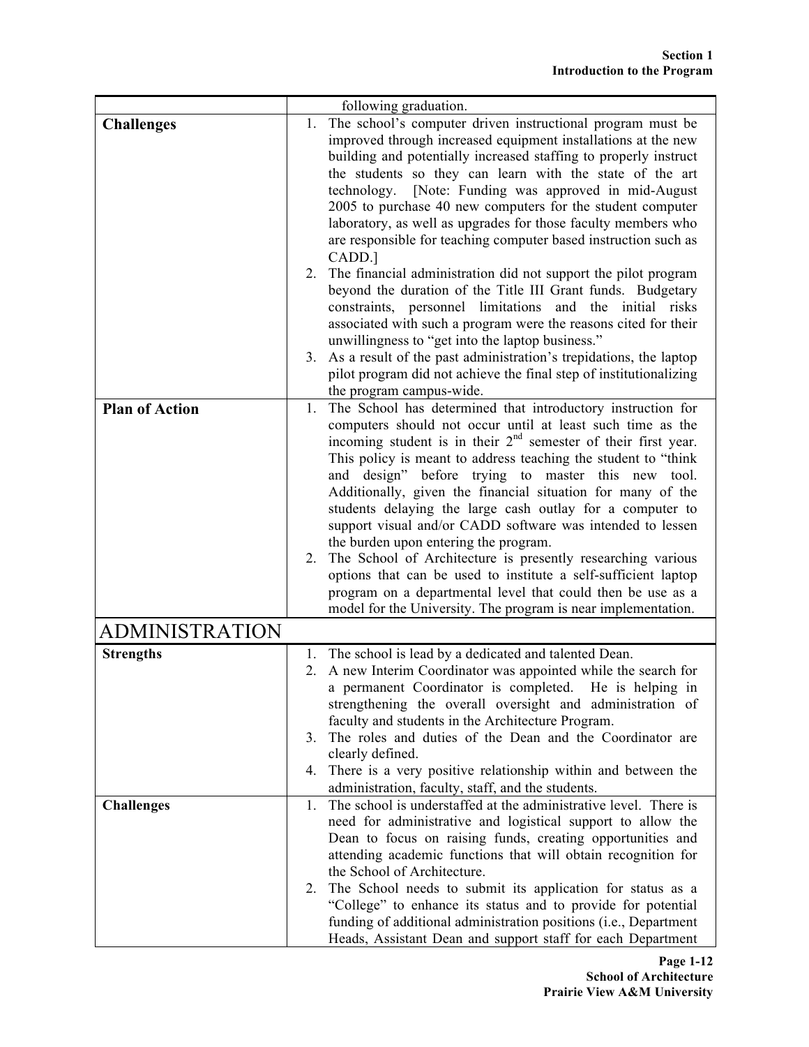| | |
|---|---|
| | following graduation. |
| **Challenges** | 1. The school's computer driven instructional program must be improved through increased equipment installations at the new building and potentially increased staffing to properly instruct the students so they can learn with the state of the art technology. [Note: Funding was approved in mid-August 2005 to purchase 40 new computers for the student computer laboratory, as well as upgrades for those faculty members who are responsible for teaching computer based instruction such as CADD.]<br>2. The financial administration did not support the pilot program beyond the duration of the Title III Grant funds. Budgetary constraints, personnel limitations and the initial risks associated with such a program were the reasons cited for their unwillingness to "get into the laptop business."<br>3. As a result of the past administration's trepidations, the laptop pilot program did not achieve the final step of institutionalizing the program campus-wide. |
| **Plan of Action** | 1. The School has determined that introductory instruction for computers should not occur until at least such time as the incoming student is in their 2nd semester of their first year. This policy is meant to address teaching the student to "think and design" before trying to master this new tool. Additionally, given the financial situation for many of the students delaying the large cash outlay for a computer to support visual and/or CADD software was intended to lessen the burden upon entering the program.<br>2. The School of Architecture is presently researching various options that can be used to institute a self-sufficient laptop program on a departmental level that could then be use as a model for the University. The program is near implementation. |

## ADMINISTRATION

| | |
|---|---|
| **Strengths** | 1. The school is lead by a dedicated and talented Dean.<br>2. A new Interim Coordinator was appointed while the search for a permanent Coordinator is completed. He is helping in strengthening the overall oversight and administration of faculty and students in the Architecture Program.<br>3. The roles and duties of the Dean and the Coordinator are clearly defined.<br>4. There is a very positive relationship within and between the administration, faculty, staff, and the students. |
| **Challenges** | 1. The school is understaffed at the administrative level. There is need for administrative and logistical support to allow the Dean to focus on raising funds, creating opportunities and attending academic functions that will obtain recognition for the School of Architecture.<br>2. The School needs to submit its application for status as a "College" to enhance its status and to provide for potential funding of additional administration positions (i.e., Department Heads, Assistant Dean and support staff for each Department |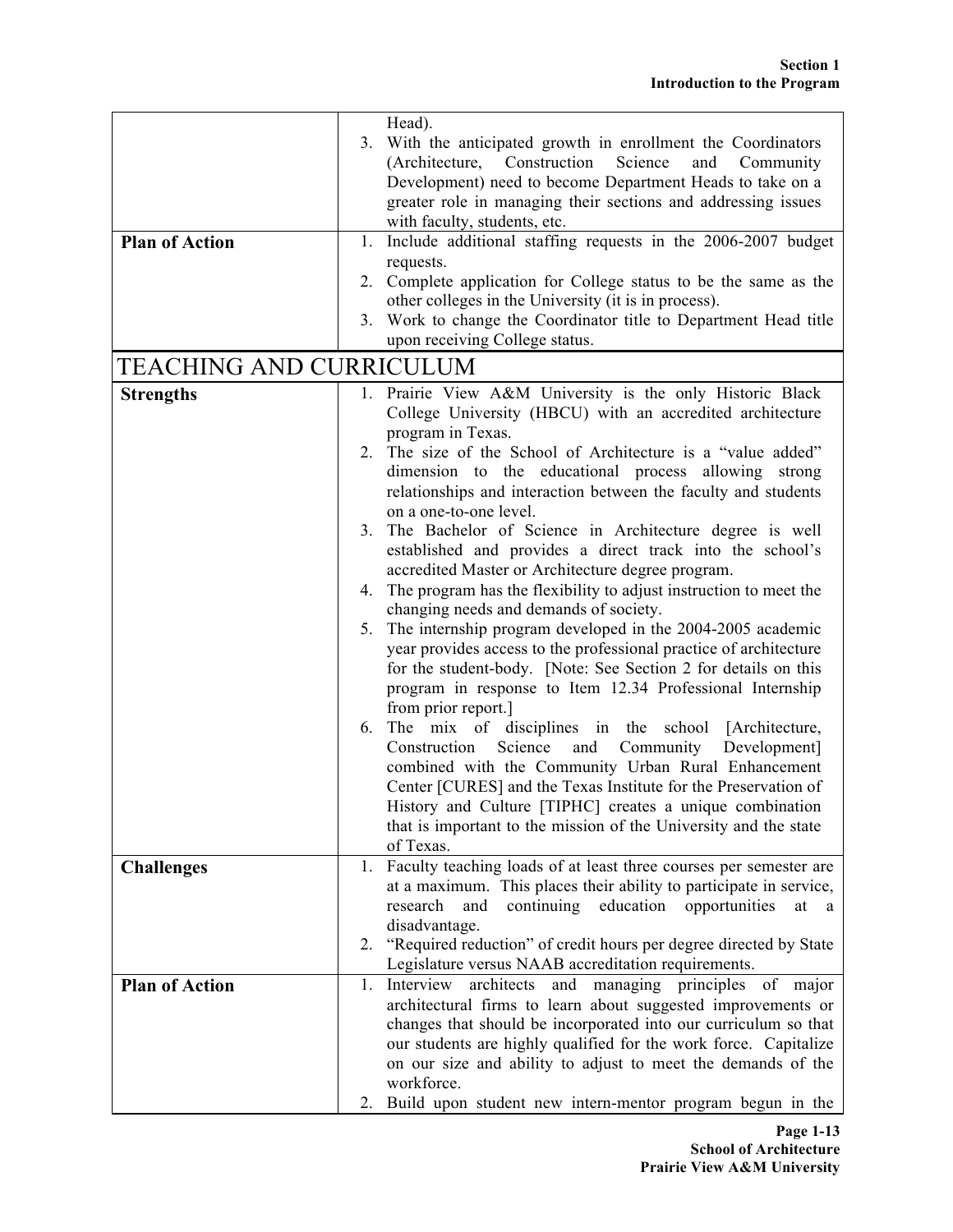| | |
|---|---|
| | Head).<br>3. With the anticipated growth in enrollment the Coordinators (Architecture, Construction Science and Community Development) need to become Department Heads to take on a greater role in managing their sections and addressing issues with faculty, students, etc. |
| **Plan of Action** | 1. Include additional staffing requests in the 2006-2007 budget requests.<br>2. Complete application for College status to be the same as the other colleges in the University (it is in process).<br>3. Work to change the Coordinator title to Department Head title upon receiving College status. |

## TEACHING AND CURRICULUM

| | |
|---|---|
| **Strengths** | 1. Prairie View A&M University is the only Historic Black College University (HBCU) with an accredited architecture program in Texas.<br>2. The size of the School of Architecture is a "value added" dimension to the educational process allowing strong relationships and interaction between the faculty and students on a one-to-one level.<br>3. The Bachelor of Science in Architecture degree is well established and provides a direct track into the school's accredited Master or Architecture degree program.<br>4. The program has the flexibility to adjust instruction to meet the changing needs and demands of society.<br>5. The internship program developed in the 2004-2005 academic year provides access to the professional practice of architecture for the student-body. [Note: See Section 2 for details on this program in response to Item 12.34 Professional Internship from prior report.]<br>6. The mix of disciplines in the school [Architecture, Construction Science and Community Development] combined with the Community Urban Rural Enhancement Center [CURES] and the Texas Institute for the Preservation of History and Culture [TIPHC] creates a unique combination that is important to the mission of the University and the state of Texas. |
| **Challenges** | 1. Faculty teaching loads of at least three courses per semester are at a maximum. This places their ability to participate in service, research and continuing education opportunities at a disadvantage.<br>2. "Required reduction" of credit hours per degree directed by State Legislature versus NAAB accreditation requirements. |
| **Plan of Action** | 1. Interview architects and managing principles of major architectural firms to learn about suggested improvements or changes that should be incorporated into our curriculum so that our students are highly qualified for the work force. Capitalize on our size and ability to adjust to meet the demands of the workforce.<br>2. Build upon student new intern-mentor program begun in the |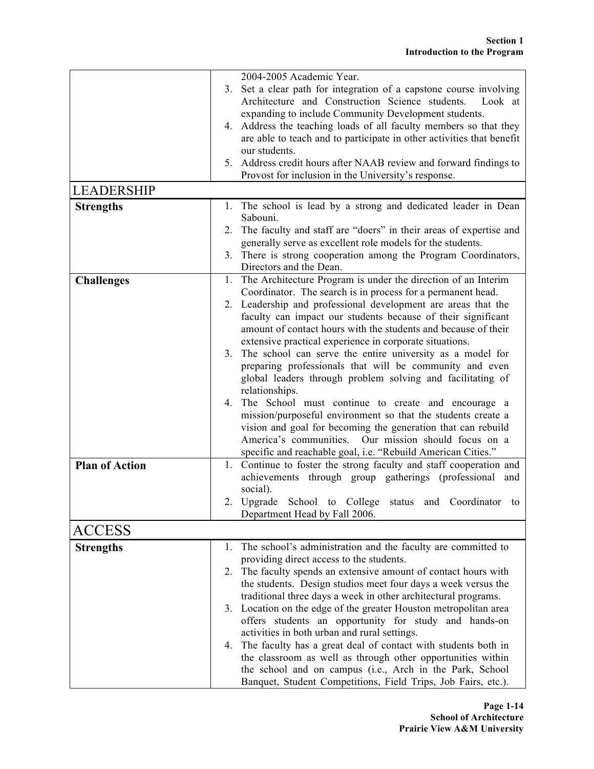| | |
|---|---|
| | 2004-2005 Academic Year.<br>3. Set a clear path for integration of a capstone course involving Architecture and Construction Science students. Look at expanding to include Community Development students.<br>4. Address the teaching loads of all faculty members so that they are able to teach and to participate in other activities that benefit our students.<br>5. Address credit hours after NAAB review and forward findings to Provost for inclusion in the University's response. |
| LEADERSHIP | |
| **Strengths** | 1. The school is lead by a strong and dedicated leader in Dean Sabouni.<br>2. The faculty and staff are "doers" in their areas of expertise and generally serve as excellent role models for the students.<br>3. There is strong cooperation among the Program Coordinators, Directors and the Dean. |
| **Challenges** | 1. The Architecture Program is under the direction of an Interim Coordinator. The search is in process for a permanent head.<br>2. Leadership and professional development are areas that the faculty can impact our students because of their significant amount of contact hours with the students and because of their extensive practical experience in corporate situations.<br>3. The school can serve the entire university as a model for preparing professionals that will be community and even global leaders through problem solving and facilitating of relationships.<br>4. The School must continue to create and encourage a mission/purposeful environment so that the students create a vision and goal for becoming the generation that can rebuild America's communities. Our mission should focus on a specific and reachable goal, i.e. "Rebuild American Cities." |
| **Plan of Action** | 1. Continue to foster the strong faculty and staff cooperation and achievements through group gatherings (professional and social).<br>2. Upgrade School to College status and Coordinator to Department Head by Fall 2006. |
| ACCESS | |
| **Strengths** | 1. The school's administration and the faculty are committed to providing direct access to the students.<br>2. The faculty spends an extensive amount of contact hours with the students. Design studios meet four days a week versus the traditional three days a week in other architectural programs.<br>3. Location on the edge of the greater Houston metropolitan area offers students an opportunity for study and hands-on activities in both urban and rural settings.<br>4. The faculty has a great deal of contact with students both in the classroom as well as through other opportunities within the school and on campus (i.e., Arch in the Park, School Banquet, Student Competitions, Field Trips, Job Fairs, etc.). |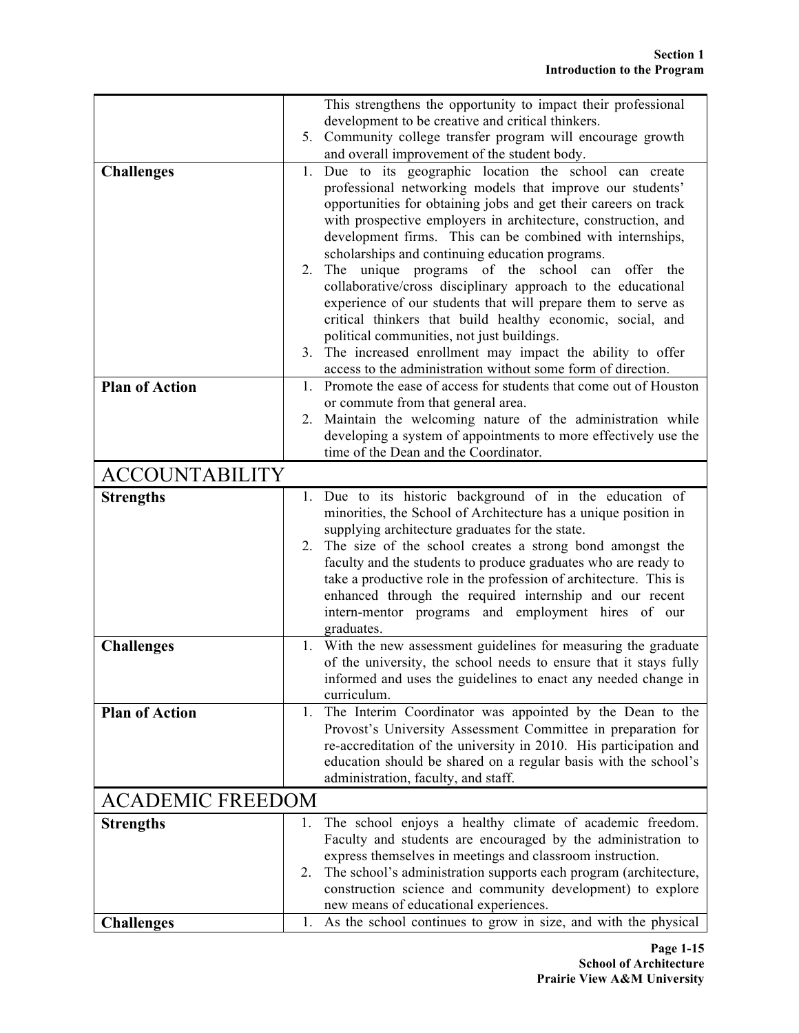| | |
|---|---|
| | This strengthens the opportunity to impact their professional development to be creative and critical thinkers.<br>5. Community college transfer program will encourage growth and overall improvement of the student body. |
| **Challenges** | 1. Due to its geographic location the school can create professional networking models that improve our students' opportunities for obtaining jobs and get their careers on track with prospective employers in architecture, construction, and development firms. This can be combined with internships, scholarships and continuing education programs.<br>2. The unique programs of the school can offer the collaborative/cross disciplinary approach to the educational experience of our students that will prepare them to serve as critical thinkers that build healthy economic, social, and political communities, not just buildings.<br>3. The increased enrollment may impact the ability to offer access to the administration without some form of direction. |
| **Plan of Action** | 1. Promote the ease of access for students that come out of Houston or commute from that general area.<br>2. Maintain the welcoming nature of the administration while developing a system of appointments to more effectively use the time of the Dean and the Coordinator. |
| **ACCOUNTABILITY** | |
| **Strengths** | 1. Due to its historic background of in the education of minorities, the School of Architecture has a unique position in supplying architecture graduates for the state.<br>2. The size of the school creates a strong bond amongst the faculty and the students to produce graduates who are ready to take a productive role in the profession of architecture. This is enhanced through the required internship and our recent intern-mentor programs and employment hires of our graduates. |
| **Challenges** | 1. With the new assessment guidelines for measuring the graduate of the university, the school needs to ensure that it stays fully informed and uses the guidelines to enact any needed change in curriculum. |
| **Plan of Action** | 1. The Interim Coordinator was appointed by the Dean to the Provost's University Assessment Committee in preparation for re-accreditation of the university in 2010. His participation and education should be shared on a regular basis with the school's administration, faculty, and staff. |
| **ACADEMIC FREEDOM** | |
| **Strengths** | 1. The school enjoys a healthy climate of academic freedom. Faculty and students are encouraged by the administration to express themselves in meetings and classroom instruction.<br>2. The school's administration supports each program (architecture, construction science and community development) to explore new means of educational experiences. |
| **Challenges** | 1. As the school continues to grow in size, and with the physical |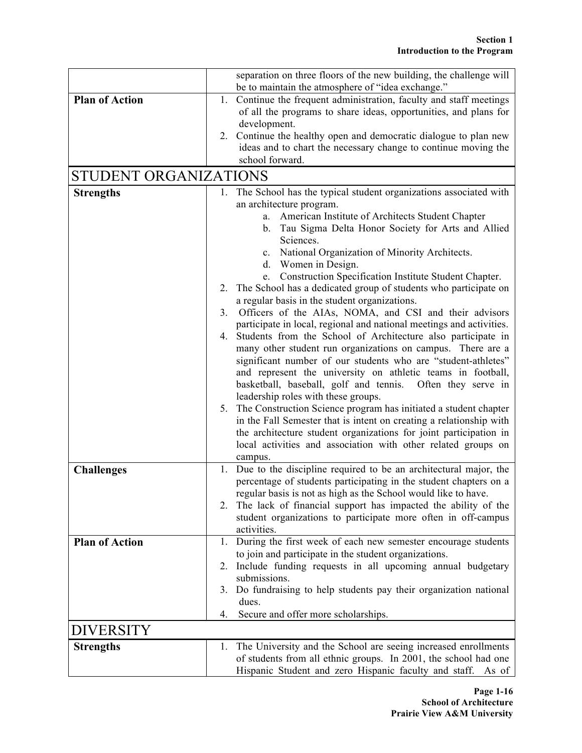| | |
|---|---|
| | separation on three floors of the new building, the challenge will be to maintain the atmosphere of "idea exchange." |
| **Plan of Action** | 1. Continue the frequent administration, faculty and staff meetings of all the programs to share ideas, opportunities, and plans for development.<br>2. Continue the healthy open and democratic dialogue to plan new ideas and to chart the necessary change to continue moving the school forward. |

## STUDENT ORGANIZATIONS

| | |
|---|---|
| **Strengths** | 1. The School has the typical student organizations associated with an architecture program.<br>a. American Institute of Architects Student Chapter<br>b. Tau Sigma Delta Honor Society for Arts and Allied Sciences.<br>c. National Organization of Minority Architects.<br>d. Women in Design.<br>e. Construction Specification Institute Student Chapter.<br>2. The School has a dedicated group of students who participate on a regular basis in the student organizations.<br>3. Officers of the AIAs, NOMA, and CSI and their advisors participate in local, regional and national meetings and activities.<br>4. Students from the School of Architecture also participate in many other student run organizations on campus. There are a significant number of our students who are "student-athletes" and represent the university on athletic teams in football, basketball, baseball, golf and tennis. Often they serve in leadership roles with these groups.<br>5. The Construction Science program has initiated a student chapter in the Fall Semester that is intent on creating a relationship with the architecture student organizations for joint participation in local activities and association with other related groups on campus. |
| **Challenges** | 1. Due to the discipline required to be an architectural major, the percentage of students participating in the student chapters on a regular basis is not as high as the School would like to have.<br>2. The lack of financial support has impacted the ability of the student organizations to participate more often in off-campus activities. |
| **Plan of Action** | 1. During the first week of each new semester encourage students to join and participate in the student organizations.<br>2. Include funding requests in all upcoming annual budgetary submissions.<br>3. Do fundraising to help students pay their organization national dues.<br>4. Secure and offer more scholarships. |

## DIVERSITY

| | |
|---|---|
| **Strengths** | 1. The University and the School are seeing increased enrollments of students from all ethnic groups. In 2001, the school had one Hispanic Student and zero Hispanic faculty and staff. As of |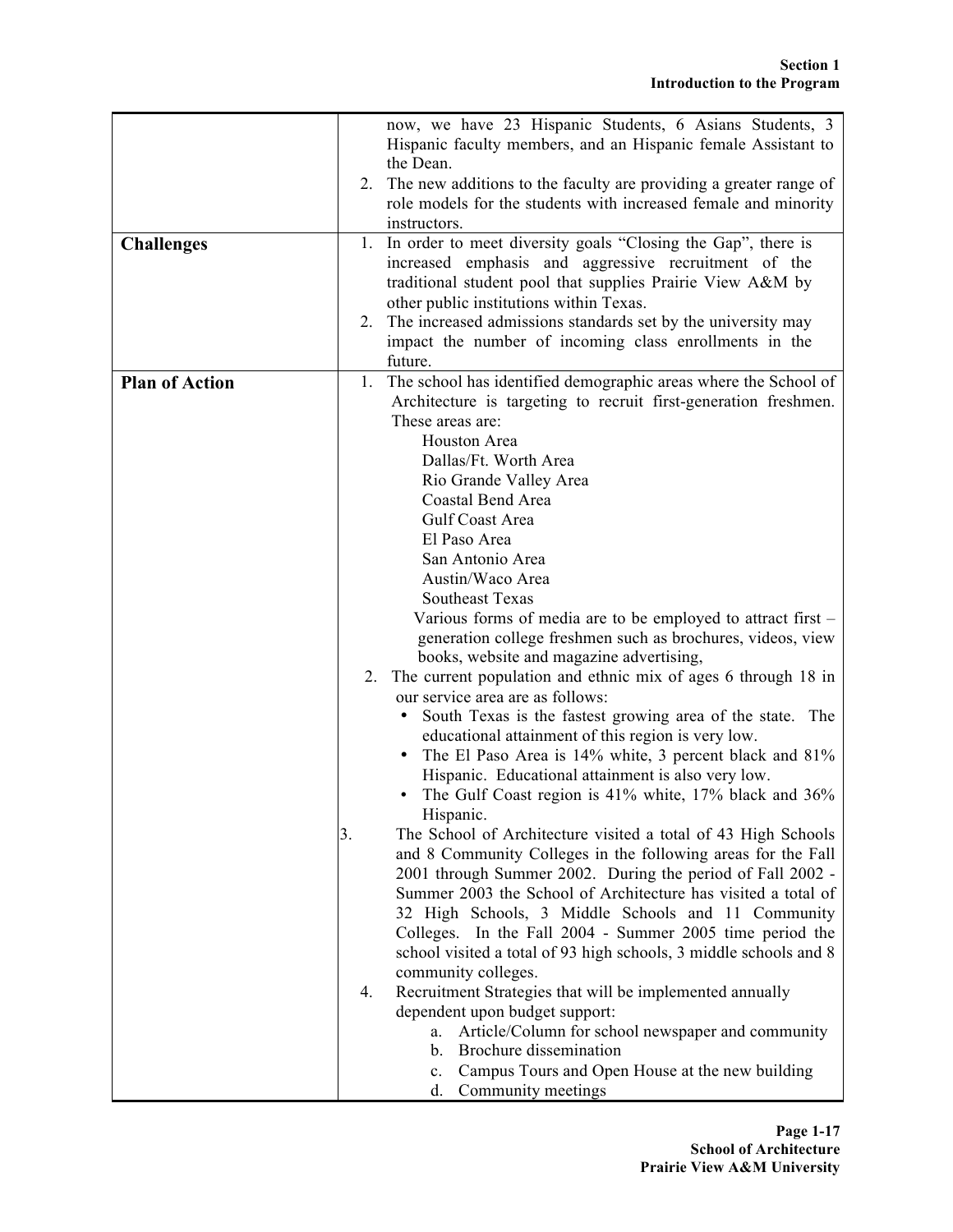| | |
|---|---|
| | now, we have 23 Hispanic Students, 6 Asians Students, 3 Hispanic faculty members, and an Hispanic female Assistant to the Dean.<br>2. The new additions to the faculty are providing a greater range of role models for the students with increased female and minority instructors. |
| **Challenges** | 1. In order to meet diversity goals "Closing the Gap", there is increased emphasis and aggressive recruitment of the traditional student pool that supplies Prairie View A&M by other public institutions within Texas.<br>2. The increased admissions standards set by the university may impact the number of incoming class enrollments in the future. |
| **Plan of Action** | 1. The school has identified demographic areas where the School of Architecture is targeting to recruit first-generation freshmen. These areas are:<br>Houston Area<br>Dallas/Ft. Worth Area<br>Rio Grande Valley Area<br>Coastal Bend Area<br>Gulf Coast Area<br>El Paso Area<br>San Antonio Area<br>Austin/Waco Area<br>Southeast Texas<br>Various forms of media are to be employed to attract first – generation college freshmen such as brochures, videos, view books, website and magazine advertising,<br>2. The current population and ethnic mix of ages 6 through 18 in our service area are as follows:<br>• South Texas is the fastest growing area of the state. The educational attainment of this region is very low.<br>• The El Paso Area is 14% white, 3 percent black and 81% Hispanic. Educational attainment is also very low.<br>• The Gulf Coast region is 41% white, 17% black and 36% Hispanic.<br>3. The School of Architecture visited a total of 43 High Schools and 8 Community Colleges in the following areas for the Fall 2001 through Summer 2002. During the period of Fall 2002 - Summer 2003 the School of Architecture has visited a total of 32 High Schools, 3 Middle Schools and 11 Community Colleges. In the Fall 2004 - Summer 2005 time period the school visited a total of 93 high schools, 3 middle schools and 8 community colleges.<br>4. Recruitment Strategies that will be implemented annually dependent upon budget support:<br>a. Article/Column for school newspaper and community<br>b. Brochure dissemination<br>c. Campus Tours and Open House at the new building<br>d. Community meetings |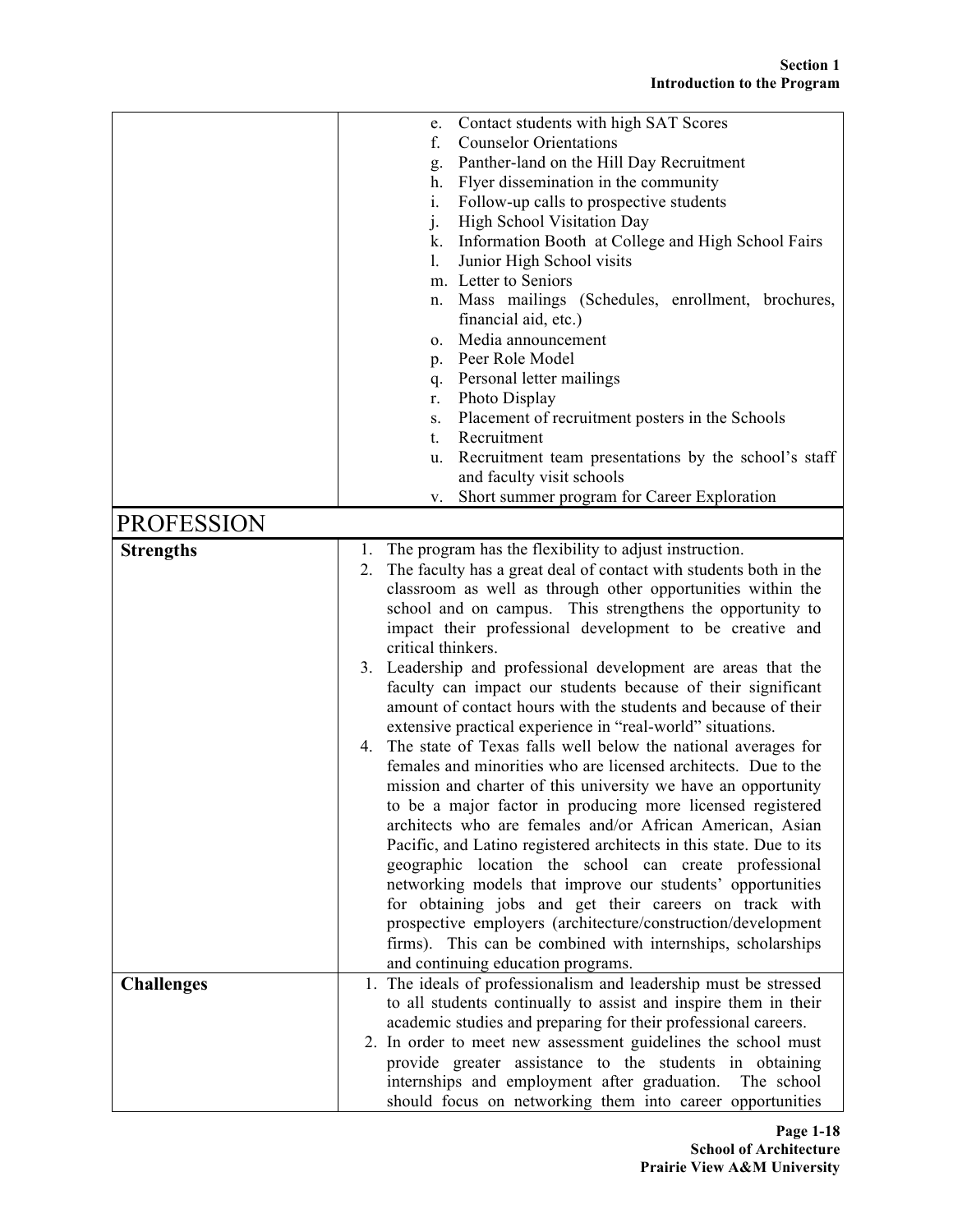| | |
|---|---|
| | e. Contact students with high SAT Scores<br>f. Counselor Orientations<br>g. Panther-land on the Hill Day Recruitment<br>h. Flyer dissemination in the community<br>i. Follow-up calls to prospective students<br>j. High School Visitation Day<br>k. Information Booth at College and High School Fairs<br>l. Junior High School visits<br>m. Letter to Seniors<br>n. Mass mailings (Schedules, enrollment, brochures, financial aid, etc.)<br>o. Media announcement<br>p. Peer Role Model<br>q. Personal letter mailings<br>r. Photo Display<br>s. Placement of recruitment posters in the Schools<br>t. Recruitment<br>u. Recruitment team presentations by the school's staff and faculty visit schools<br>v. Short summer program for Career Exploration |
| **PROFESSION** | |
| **Strengths** | 1. The program has the flexibility to adjust instruction.<br>2. The faculty has a great deal of contact with students both in the classroom as well as through other opportunities within the school and on campus. This strengthens the opportunity to impact their professional development to be creative and critical thinkers.<br>3. Leadership and professional development are areas that the faculty can impact our students because of their significant amount of contact hours with the students and because of their extensive practical experience in "real-world" situations.<br>4. The state of Texas falls well below the national averages for females and minorities who are licensed architects. Due to the mission and charter of this university we have an opportunity to be a major factor in producing more licensed registered architects who are females and/or African American, Asian Pacific, and Latino registered architects in this state. Due to its geographic location the school can create professional networking models that improve our students' opportunities for obtaining jobs and get their careers on track with prospective employers (architecture/construction/development firms). This can be combined with internships, scholarships and continuing education programs. |
| **Challenges** | 1. The ideals of professionalism and leadership must be stressed to all students continually to assist and inspire them in their academic studies and preparing for their professional careers.<br>2. In order to meet new assessment guidelines the school must provide greater assistance to the students in obtaining internships and employment after graduation. The school should focus on networking them into career opportunities |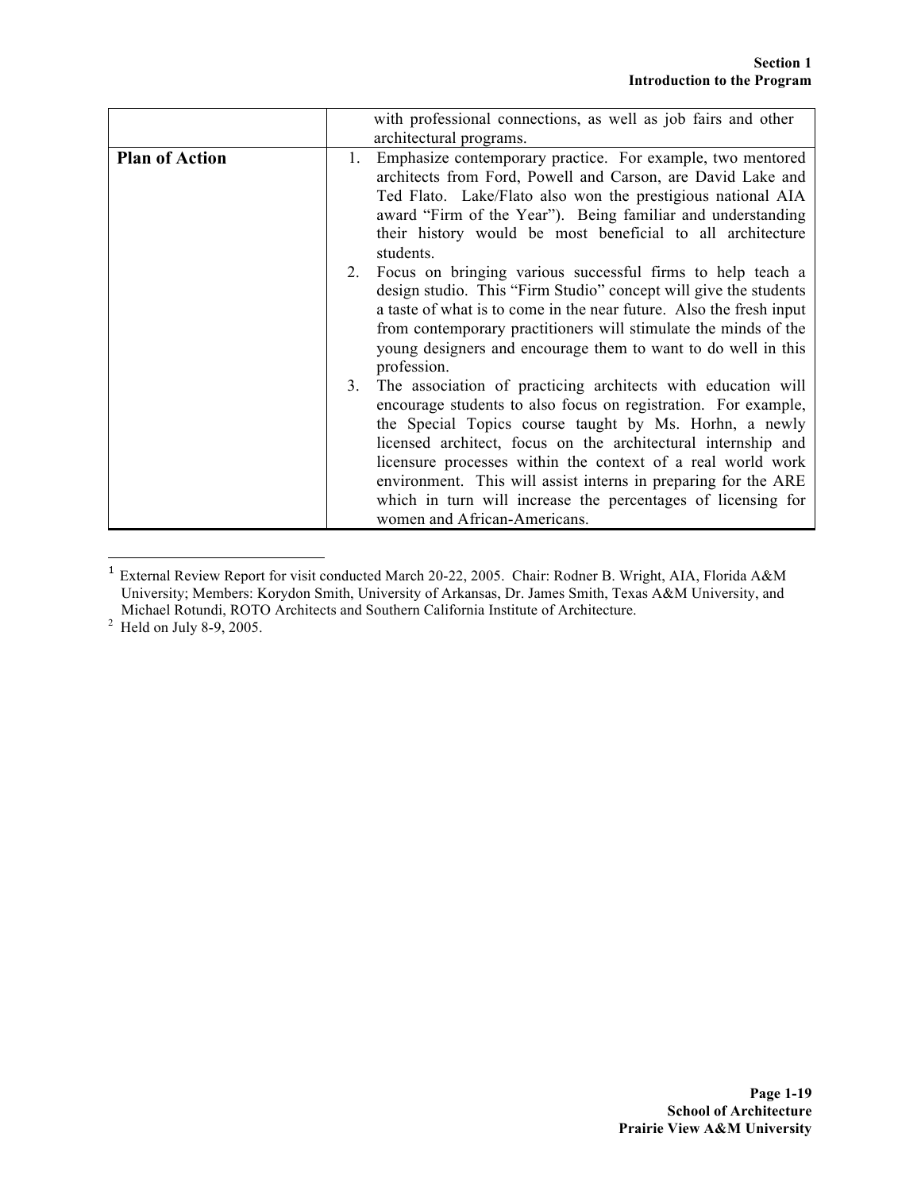| | |
|---|---|
| | with professional connections, as well as job fairs and other architectural programs. |
| **Plan of Action** | 1. Emphasize contemporary practice. For example, two mentored architects from Ford, Powell and Carson, are David Lake and Ted Flato. Lake/Flato also won the prestigious national AIA award "Firm of the Year"). Being familiar and understanding their history would be most beneficial to all architecture students.<br>2. Focus on bringing various successful firms to help teach a design studio. This "Firm Studio" concept will give the students a taste of what is to come in the near future. Also the fresh input from contemporary practitioners will stimulate the minds of the young designers and encourage them to want to do well in this profession.<br>3. The association of practicing architects with education will encourage students to also focus on registration. For example, the Special Topics course taught by Ms. Horhn, a newly licensed architect, focus on the architectural internship and licensure processes within the context of a real world work environment. This will assist interns in preparing for the ARE which in turn will increase the percentages of licensing for women and African-Americans. |

[1] External Review Report for visit conducted March 20-22, 2005. Chair: Rodner B. Wright, AIA, Florida A&M University; Members: Korydon Smith, University of Arkansas, Dr. James Smith, Texas A&M University, and Michael Rotundi, ROTO Architects and Southern California Institute of Architecture.

[2] Held on July 8-9, 2005.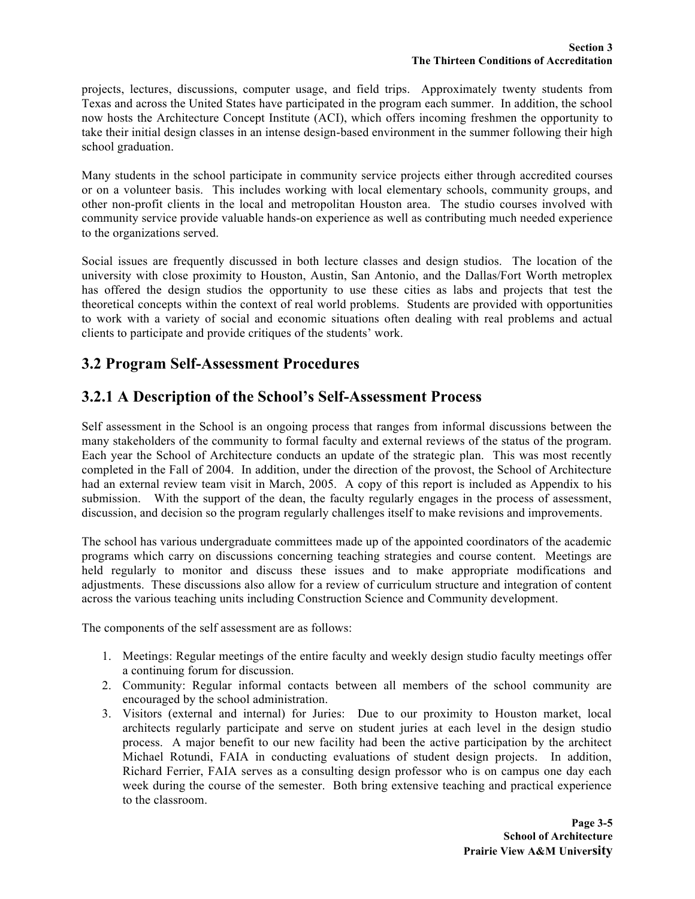projects, lectures, discussions, computer usage, and field trips. Approximately twenty students from Texas and across the United States have participated in the program each summer. In addition, the school now hosts the Architecture Concept Institute (ACI), which offers incoming freshmen the opportunity to take their initial design classes in an intense design-based environment in the summer following their high school graduation.

Many students in the school participate in community service projects either through accredited courses or on a volunteer basis. This includes working with local elementary schools, community groups, and other non-profit clients in the local and metropolitan Houston area. The studio courses involved with community service provide valuable hands-on experience as well as contributing much needed experience to the organizations served.

Social issues are frequently discussed in both lecture classes and design studios. The location of the university with close proximity to Houston, Austin, San Antonio, and the Dallas/Fort Worth metroplex has offered the design studios the opportunity to use these cities as labs and projects that test the theoretical concepts within the context of real world problems. Students are provided with opportunities to work with a variety of social and economic situations often dealing with real problems and actual clients to participate and provide critiques of the students' work.

## 3.2 Program Self-Assessment Procedures

## 3.2.1 A Description of the School's Self-Assessment Process

Self assessment in the School is an ongoing process that ranges from informal discussions between the many stakeholders of the community to formal faculty and external reviews of the status of the program. Each year the School of Architecture conducts an update of the strategic plan. This was most recently completed in the Fall of 2004. In addition, under the direction of the provost, the School of Architecture had an external review team visit in March, 2005. A copy of this report is included as Appendix to his submission. With the support of the dean, the faculty regularly engages in the process of assessment, discussion, and decision so the program regularly challenges itself to make revisions and improvements.

The school has various undergraduate committees made up of the appointed coordinators of the academic programs which carry on discussions concerning teaching strategies and course content. Meetings are held regularly to monitor and discuss these issues and to make appropriate modifications and adjustments. These discussions also allow for a review of curriculum structure and integration of content across the various teaching units including Construction Science and Community development.

The components of the self assessment are as follows:

1. Meetings: Regular meetings of the entire faculty and weekly design studio faculty meetings offer a continuing forum for discussion.
2. Community: Regular informal contacts between all members of the school community are encouraged by the school administration.
3. Visitors (external and internal) for Juries: Due to our proximity to Houston market, local architects regularly participate and serve on student juries at each level in the design studio process. A major benefit to our new facility had been the active participation by the architect Michael Rotundi, FAIA in conducting evaluations of student design projects. In addition, Richard Ferrier, FAIA serves as a consulting design professor who is on campus one day each week during the course of the semester. Both bring extensive teaching and practical experience to the classroom.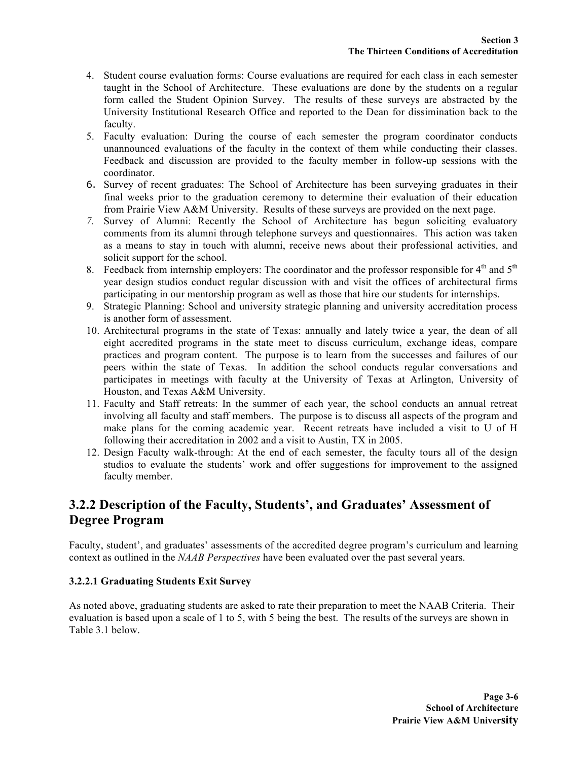4. Student course evaluation forms: Course evaluations are required for each class in each semester taught in the School of Architecture. These evaluations are done by the students on a regular form called the Student Opinion Survey. The results of these surveys are abstracted by the University Institutional Research Office and reported to the Dean for dissimination back to the faculty.
5. Faculty evaluation: During the course of each semester the program coordinator conducts unannounced evaluations of the faculty in the context of them while conducting their classes. Feedback and discussion are provided to the faculty member in follow-up sessions with the coordinator.
6. Survey of recent graduates: The School of Architecture has been surveying graduates in their final weeks prior to the graduation ceremony to determine their evaluation of their education from Prairie View A&M University. Results of these surveys are provided on the next page.
7. Survey of Alumni: Recently the School of Architecture has begun soliciting evaluatory comments from its alumni through telephone surveys and questionnaires. This action was taken as a means to stay in touch with alumni, receive news about their professional activities, and solicit support for the school.
8. Feedback from internship employers: The coordinator and the professor responsible for 4th and 5th year design studios conduct regular discussion with and visit the offices of architectural firms participating in our mentorship program as well as those that hire our students for internships.
9. Strategic Planning: School and university strategic planning and university accreditation process is another form of assessment.
10. Architectural programs in the state of Texas: annually and lately twice a year, the dean of all eight accredited programs in the state meet to discuss curriculum, exchange ideas, compare practices and program content. The purpose is to learn from the successes and failures of our peers within the state of Texas. In addition the school conducts regular conversations and participates in meetings with faculty at the University of Texas at Arlington, University of Houston, and Texas A&M University.
11. Faculty and Staff retreats: In the summer of each year, the school conducts an annual retreat involving all faculty and staff members. The purpose is to discuss all aspects of the program and make plans for the coming academic year. Recent retreats have included a visit to U of H following their accreditation in 2002 and a visit to Austin, TX in 2005.
12. Design Faculty walk-through: At the end of each semester, the faculty tours all of the design studios to evaluate the students' work and offer suggestions for improvement to the assigned faculty member.

## 3.2.2 Description of the Faculty, Students', and Graduates' Assessment of Degree Program

Faculty, student', and graduates' assessments of the accredited degree program's curriculum and learning context as outlined in the *NAAB Perspectives* have been evaluated over the past several years.

### 3.2.2.1 Graduating Students Exit Survey

As noted above, graduating students are asked to rate their preparation to meet the NAAB Criteria. Their evaluation is based upon a scale of 1 to 5, with 5 being the best. The results of the surveys are shown in Table 3.1 below.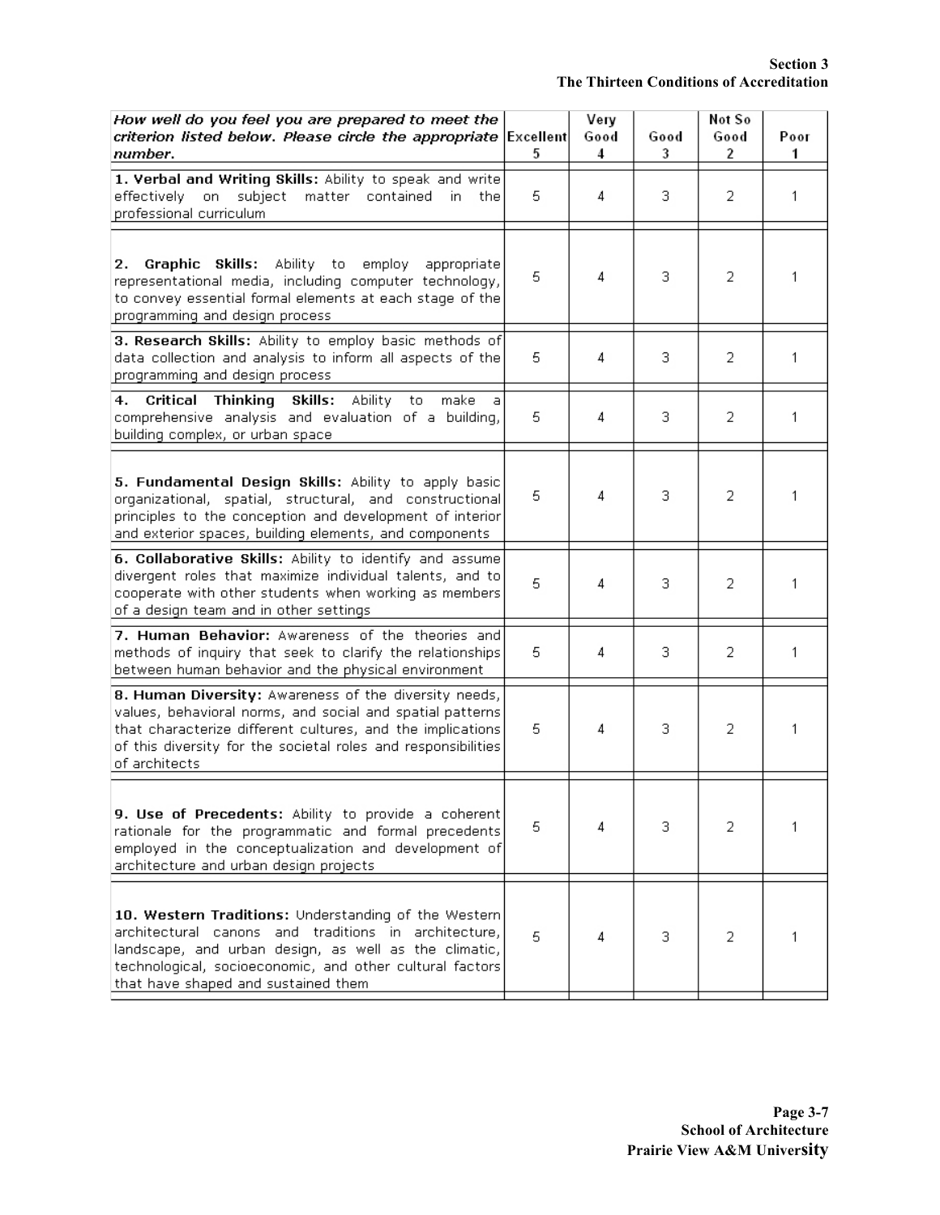| *How well do you feel you are prepared to meet the criterion listed below. Please circle the appropriate number.* | Excellent 5 | Very Good 4 | Good 3 | Not So Good 2 | Poor 1 |
|---|---|---|---|---|---|
| **1. Verbal and Writing Skills:** Ability to speak and write effectively on subject matter contained in the professional curriculum | 5 | 4 | 3 | 2 | 1 |
| **2. Graphic Skills:** Ability to employ appropriate representational media, including computer technology, to convey essential formal elements at each stage of the programming and design process | 5 | 4 | 3 | 2 | 1 |
| **3. Research Skills:** Ability to employ basic methods of data collection and analysis to inform all aspects of the programming and design process | 5 | 4 | 3 | 2 | 1 |
| **4. Critical Thinking Skills:** Ability to make a comprehensive analysis and evaluation of a building, building complex, or urban space | 5 | 4 | 3 | 2 | 1 |
| **5. Fundamental Design Skills:** Ability to apply basic organizational, spatial, structural, and constructional principles to the conception and development of interior and exterior spaces, building elements, and components | 5 | 4 | 3 | 2 | 1 |
| **6. Collaborative Skills:** Ability to identify and assume divergent roles that maximize individual talents, and to cooperate with other students when working as members of a design team and in other settings | 5 | 4 | 3 | 2 | 1 |
| **7. Human Behavior:** Awareness of the theories and methods of inquiry that seek to clarify the relationships between human behavior and the physical environment | 5 | 4 | 3 | 2 | 1 |
| **8. Human Diversity:** Awareness of the diversity needs, values, behavioral norms, and social and spatial patterns that characterize different cultures, and the implications of this diversity for the societal roles and responsibilities of architects | 5 | 4 | 3 | 2 | 1 |
| **9. Use of Precedents:** Ability to provide a coherent rationale for the programmatic and formal precedents employed in the conceptualization and development of architecture and urban design projects | 5 | 4 | 3 | 2 | 1 |
| **10. Western Traditions:** Understanding of the Western architectural canons and traditions in architecture, landscape, and urban design, as well as the climatic, technological, socioeconomic, and other cultural factors that have shaped and sustained them | 5 | 4 | 3 | 2 | 1 |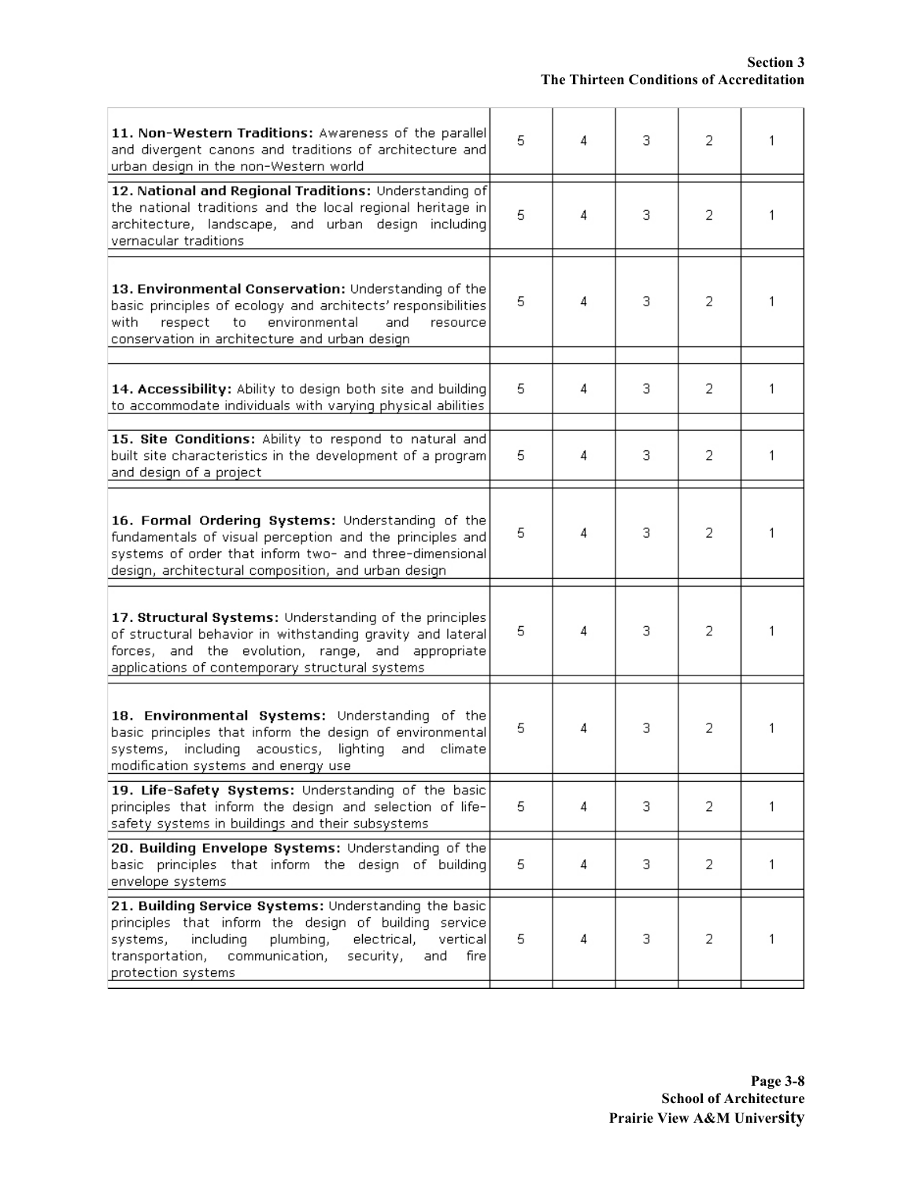| | | | | | |
|---|---|---|---|---|---|
| **11. Non-Western Traditions:** Awareness of the parallel and divergent canons and traditions of architecture and urban design in the non-Western world | 5 | 4 | 3 | 2 | 1 |
| **12. National and Regional Traditions:** Understanding of the national traditions and the local regional heritage in architecture, landscape, and urban design including vernacular traditions | 5 | 4 | 3 | 2 | 1 |
| **13. Environmental Conservation:** Understanding of the basic principles of ecology and architects' responsibilities with respect to environmental and resource conservation in architecture and urban design | 5 | 4 | 3 | 2 | 1 |
| **14. Accessibility:** Ability to design both site and building to accommodate individuals with varying physical abilities | 5 | 4 | 3 | 2 | 1 |
| **15. Site Conditions:** Ability to respond to natural and built site characteristics in the development of a program and design of a project | 5 | 4 | 3 | 2 | 1 |
| **16. Formal Ordering Systems:** Understanding of the fundamentals of visual perception and the principles and systems of order that inform two- and three-dimensional design, architectural composition, and urban design | 5 | 4 | 3 | 2 | 1 |
| **17. Structural Systems:** Understanding of the principles of structural behavior in withstanding gravity and lateral forces, and the evolution, range, and appropriate applications of contemporary structural systems | 5 | 4 | 3 | 2 | 1 |
| **18. Environmental Systems:** Understanding of the basic principles that inform the design of environmental systems, including acoustics, lighting and climate modification systems and energy use | 5 | 4 | 3 | 2 | 1 |
| **19. Life-Safety Systems:** Understanding of the basic principles that inform the design and selection of life-safety systems in buildings and their subsystems | 5 | 4 | 3 | 2 | 1 |
| **20. Building Envelope Systems:** Understanding of the basic principles that inform the design of building envelope systems | 5 | 4 | 3 | 2 | 1 |
| **21. Building Service Systems:** Understanding the basic principles that inform the design of building service systems, including plumbing, electrical, vertical transportation, communication, security, and fire protection systems | 5 | 4 | 3 | 2 | 1 |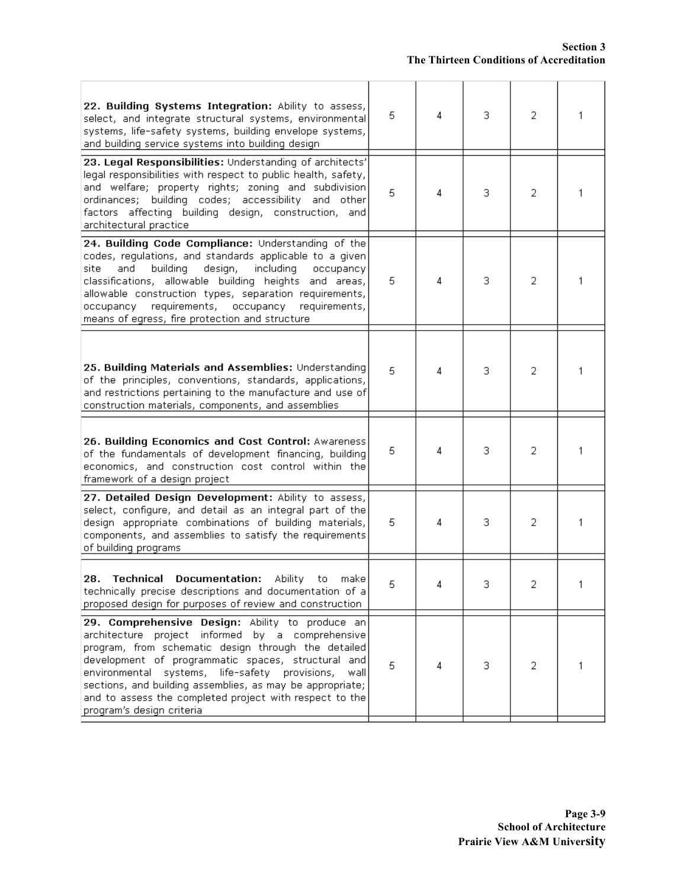| | | | | | |
|---|---|---|---|---|---|
| **22. Building Systems Integration:** Ability to assess, select, and integrate structural systems, environmental systems, life-safety systems, building envelope systems, and building service systems into building design | 5 | 4 | 3 | 2 | 1 |
| **23. Legal Responsibilities:** Understanding of architects' legal responsibilities with respect to public health, safety, and welfare; property rights; zoning and subdivision ordinances; building codes; accessibility and other factors affecting building design, construction, and architectural practice | 5 | 4 | 3 | 2 | 1 |
| **24. Building Code Compliance:** Understanding of the codes, regulations, and standards applicable to a given site and building design, including occupancy classifications, allowable building heights and areas, allowable construction types, separation requirements, occupancy requirements, occupancy requirements, means of egress, fire protection and structure | 5 | 4 | 3 | 2 | 1 |
| **25. Building Materials and Assemblies:** Understanding of the principles, conventions, standards, applications, and restrictions pertaining to the manufacture and use of construction materials, components, and assemblies | 5 | 4 | 3 | 2 | 1 |
| **26. Building Economics and Cost Control:** Awareness of the fundamentals of development financing, building economics, and construction cost control within the framework of a design project | 5 | 4 | 3 | 2 | 1 |
| **27. Detailed Design Development:** Ability to assess, select, configure, and detail as an integral part of the design appropriate combinations of building materials, components, and assemblies to satisfy the requirements of building programs | 5 | 4 | 3 | 2 | 1 |
| **28. Technical Documentation:** Ability to make technically precise descriptions and documentation of a proposed design for purposes of review and construction | 5 | 4 | 3 | 2 | 1 |
| **29. Comprehensive Design:** Ability to produce an architecture project informed by a comprehensive program, from schematic design through the detailed development of programmatic spaces, structural and environmental systems, life-safety provisions, wall sections, and building assemblies, as may be appropriate; and to assess the completed project with respect to the program's design criteria | 5 | 4 | 3 | 2 | 1 |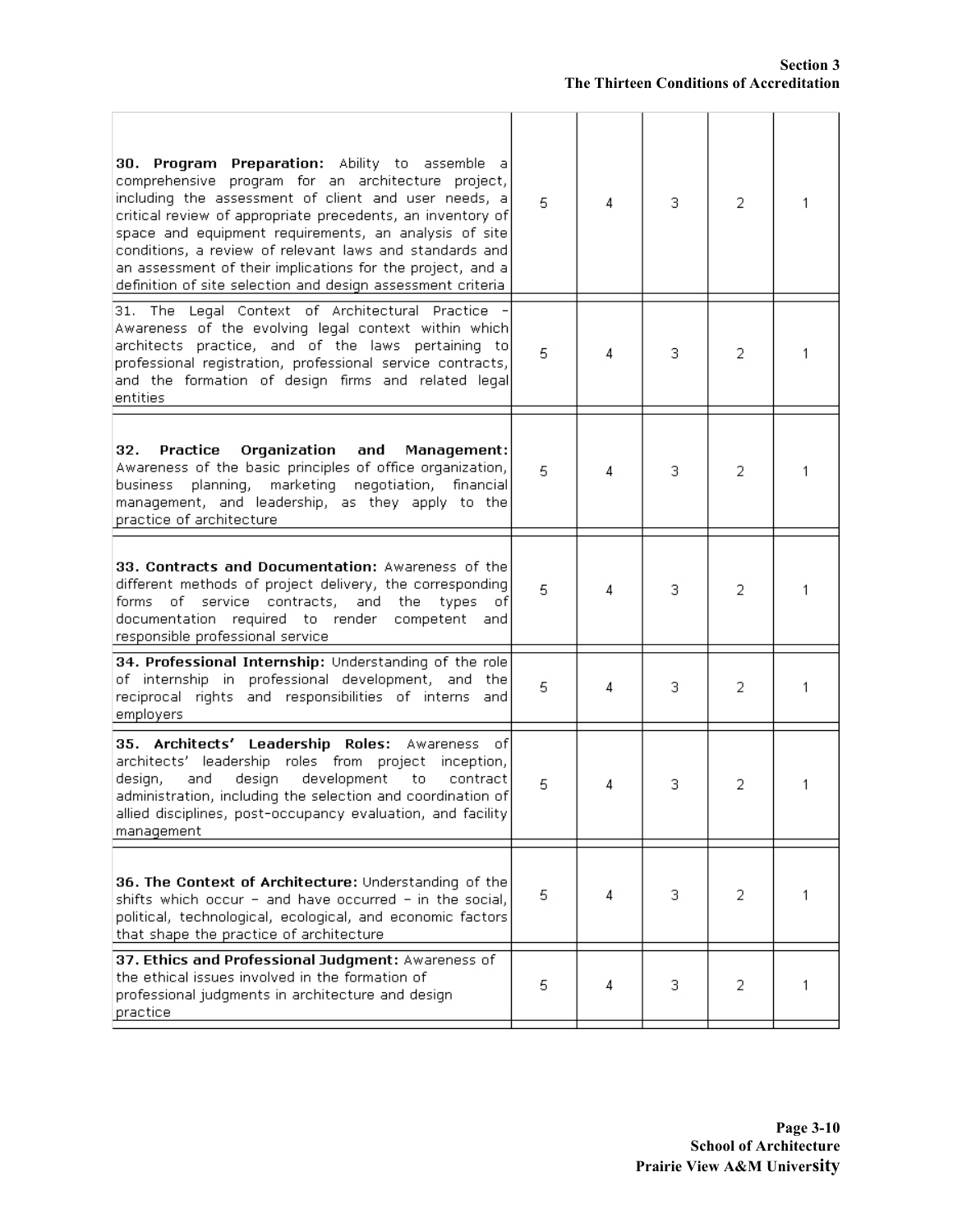| | | | | | |
|---|---|---|---|---|---|
| **30. Program Preparation:** Ability to assemble a comprehensive program for an architecture project, including the assessment of client and user needs, a critical review of appropriate precedents, an inventory of space and equipment requirements, an analysis of site conditions, a review of relevant laws and standards and an assessment of their implications for the project, and a definition of site selection and design assessment criteria | 5 | 4 | 3 | 2 | 1 |
| 31. The Legal Context of Architectural Practice - Awareness of the evolving legal context within which architects practice, and of the laws pertaining to professional registration, professional service contracts, and the formation of design firms and related legal entities | 5 | 4 | 3 | 2 | 1 |
| **32. Practice Organization and Management:** Awareness of the basic principles of office organization, business planning, marketing negotiation, financial management, and leadership, as they apply to the practice of architecture | 5 | 4 | 3 | 2 | 1 |
| **33. Contracts and Documentation:** Awareness of the different methods of project delivery, the corresponding forms of service contracts, and the types of documentation required to render competent and responsible professional service | 5 | 4 | 3 | 2 | 1 |
| **34. Professional Internship:** Understanding of the role of internship in professional development, and the reciprocal rights and responsibilities of interns and employers | 5 | 4 | 3 | 2 | 1 |
| **35. Architects' Leadership Roles:** Awareness of architects' leadership roles from project inception, design, and design development to contract administration, including the selection and coordination of allied disciplines, post-occupancy evaluation, and facility management | 5 | 4 | 3 | 2 | 1 |
| **36. The Context of Architecture:** Understanding of the shifts which occur – and have occurred – in the social, political, technological, ecological, and economic factors that shape the practice of architecture | 5 | 4 | 3 | 2 | 1 |
| **37. Ethics and Professional Judgment:** Awareness of the ethical issues involved in the formation of professional judgments in architecture and design practice | 5 | 4 | 3 | 2 | 1 |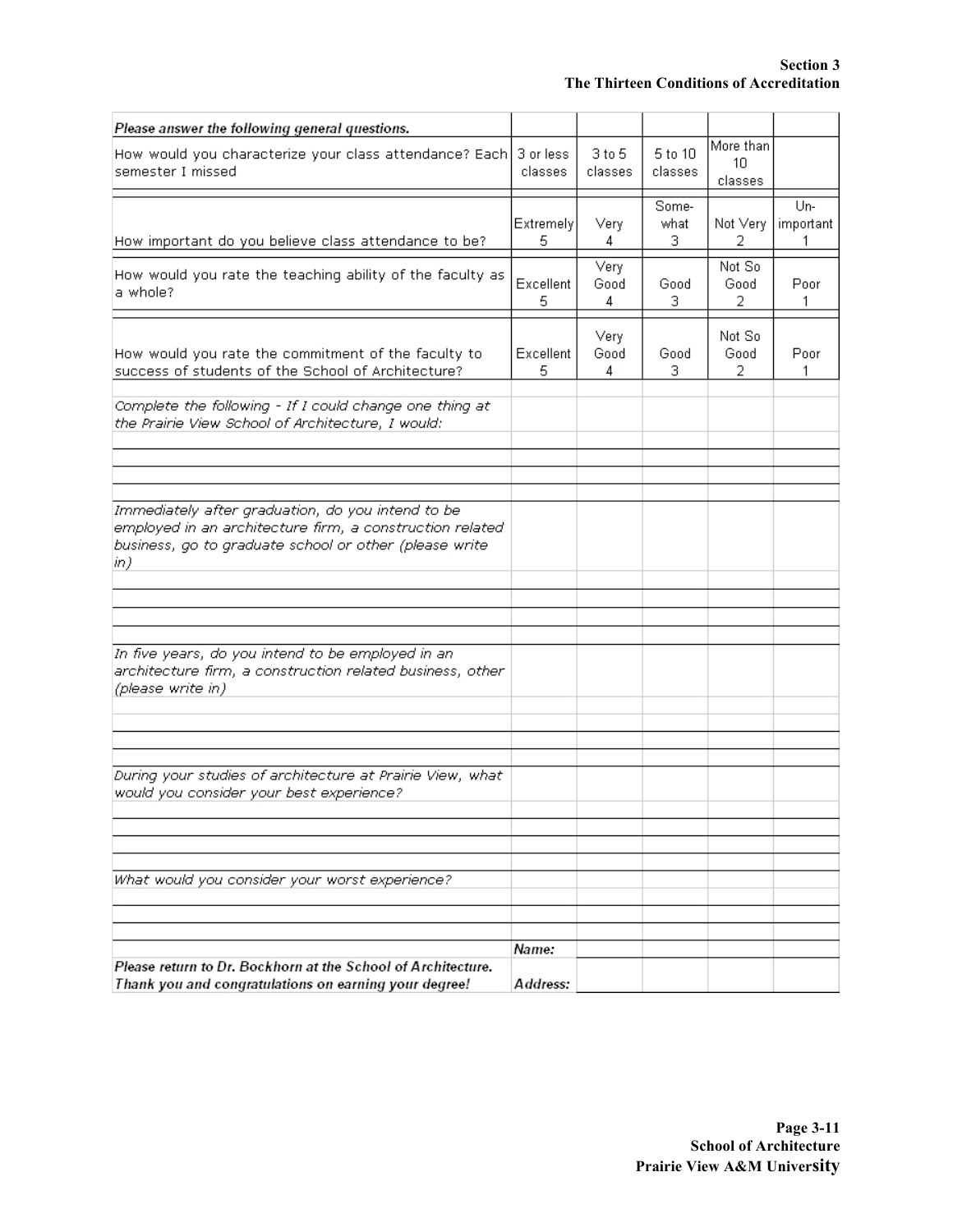| ***Please answer the following general questions.*** | | | | | |
|---|---|---|---|---|---|
| How would you characterize your class attendance? Each semester I missed | 3 or less classes | 3 to 5 classes | 5 to 10 classes | More than 10 classes | |
| How important do you believe class attendance to be? | Extremely 5 | Very 4 | Some-what 3 | Not Very 2 | Un-important 1 |
| How would you rate the teaching ability of the faculty as a whole? | Excellent 5 | Very Good 4 | Good 3 | Not So Good 2 | Poor 1 |
| How would you rate the commitment of the faculty to success of students of the School of Architecture? | Excellent 5 | Very Good 4 | Good 3 | Not So Good 2 | Poor 1 |
| *Complete the following - If I could change one thing at the Prairie View School of Architecture, I would:* | | | | | |
| | | | | | |
| | | | | | |
| | | | | | |
| *Immediately after graduation, do you intend to be employed in an architecture firm, a construction related business, go to graduate school or other (please write in)* | | | | | |
| | | | | | |
| | | | | | |
| | | | | | |
| *In five years, do you intend to be employed in an architecture firm, a construction related business, other (please write in)* | | | | | |
| | | | | | |
| | | | | | |
| | | | | | |
| *During your studies of architecture at Prairie View, what would you consider your best experience?* | | | | | |
| | | | | | |
| | | | | | |
| | | | | | |
| *What would you consider your worst experience?* | | | | | |
| | | | | | |
| | | | | | |
| | ***Name:*** | | | | |
| ***Please return to Dr. Bockhorn at the School of Architecture. Thank you and congratulations on earning your degree!*** | ***Address:*** | | | | |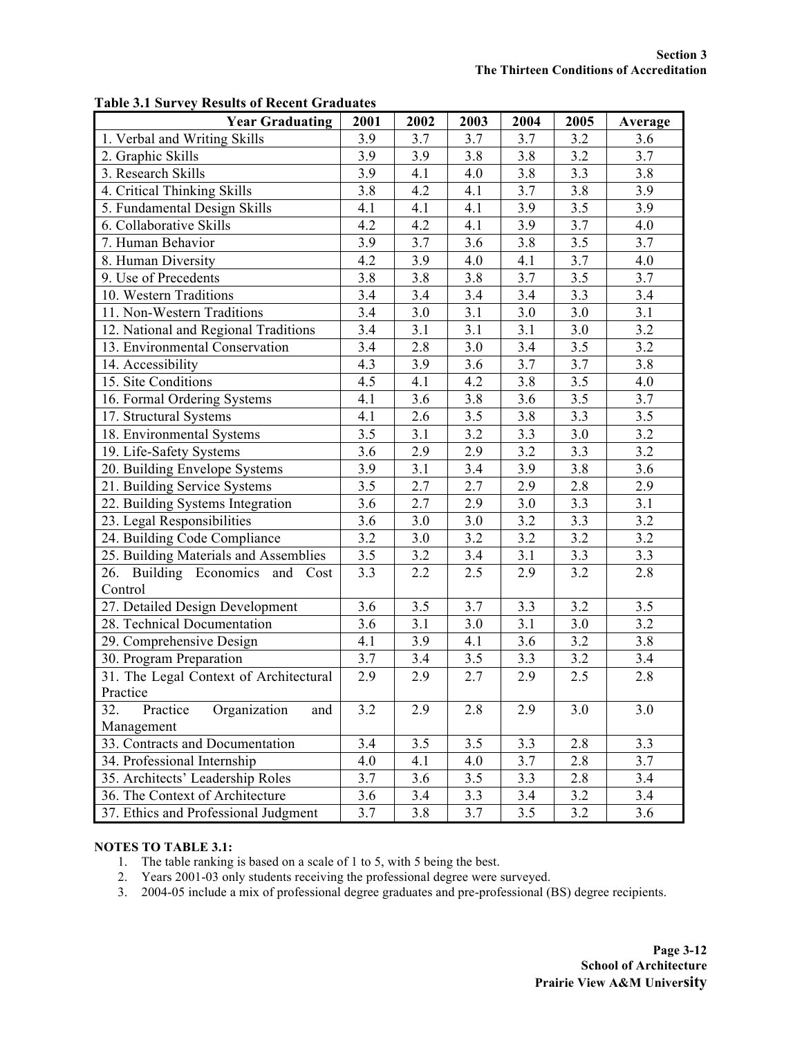**Table 3.1 Survey Results of Recent Graduates**

| Year Graduating | 2001 | 2002 | 2003 | 2004 | 2005 | Average |
|---|---|---|---|---|---|---|
| 1. Verbal and Writing Skills | 3.9 | 3.7 | 3.7 | 3.7 | 3.2 | 3.6 |
| 2. Graphic Skills | 3.9 | 3.9 | 3.8 | 3.8 | 3.2 | 3.7 |
| 3. Research Skills | 3.9 | 4.1 | 4.0 | 3.8 | 3.3 | 3.8 |
| 4. Critical Thinking Skills | 3.8 | 4.2 | 4.1 | 3.7 | 3.8 | 3.9 |
| 5. Fundamental Design Skills | 4.1 | 4.1 | 4.1 | 3.9 | 3.5 | 3.9 |
| 6. Collaborative Skills | 4.2 | 4.2 | 4.1 | 3.9 | 3.7 | 4.0 |
| 7. Human Behavior | 3.9 | 3.7 | 3.6 | 3.8 | 3.5 | 3.7 |
| 8. Human Diversity | 4.2 | 3.9 | 4.0 | 4.1 | 3.7 | 4.0 |
| 9. Use of Precedents | 3.8 | 3.8 | 3.8 | 3.7 | 3.5 | 3.7 |
| 10. Western Traditions | 3.4 | 3.4 | 3.4 | 3.4 | 3.3 | 3.4 |
| 11. Non-Western Traditions | 3.4 | 3.0 | 3.1 | 3.0 | 3.0 | 3.1 |
| 12. National and Regional Traditions | 3.4 | 3.1 | 3.1 | 3.1 | 3.0 | 3.2 |
| 13. Environmental Conservation | 3.4 | 2.8 | 3.0 | 3.4 | 3.5 | 3.2 |
| 14. Accessibility | 4.3 | 3.9 | 3.6 | 3.7 | 3.7 | 3.8 |
| 15. Site Conditions | 4.5 | 4.1 | 4.2 | 3.8 | 3.5 | 4.0 |
| 16. Formal Ordering Systems | 4.1 | 3.6 | 3.8 | 3.6 | 3.5 | 3.7 |
| 17. Structural Systems | 4.1 | 2.6 | 3.5 | 3.8 | 3.3 | 3.5 |
| 18. Environmental Systems | 3.5 | 3.1 | 3.2 | 3.3 | 3.0 | 3.2 |
| 19. Life-Safety Systems | 3.6 | 2.9 | 2.9 | 3.2 | 3.3 | 3.2 |
| 20. Building Envelope Systems | 3.9 | 3.1 | 3.4 | 3.9 | 3.8 | 3.6 |
| 21. Building Service Systems | 3.5 | 2.7 | 2.7 | 2.9 | 2.8 | 2.9 |
| 22. Building Systems Integration | 3.6 | 2.7 | 2.9 | 3.0 | 3.3 | 3.1 |
| 23. Legal Responsibilities | 3.6 | 3.0 | 3.0 | 3.2 | 3.3 | 3.2 |
| 24. Building Code Compliance | 3.2 | 3.0 | 3.2 | 3.2 | 3.2 | 3.2 |
| 25. Building Materials and Assemblies | 3.5 | 3.2 | 3.4 | 3.1 | 3.3 | 3.3 |
| 26. Building Economics and Cost Control | 3.3 | 2.2 | 2.5 | 2.9 | 3.2 | 2.8 |
| 27. Detailed Design Development | 3.6 | 3.5 | 3.7 | 3.3 | 3.2 | 3.5 |
| 28. Technical Documentation | 3.6 | 3.1 | 3.0 | 3.1 | 3.0 | 3.2 |
| 29. Comprehensive Design | 4.1 | 3.9 | 4.1 | 3.6 | 3.2 | 3.8 |
| 30. Program Preparation | 3.7 | 3.4 | 3.5 | 3.3 | 3.2 | 3.4 |
| 31. The Legal Context of Architectural Practice | 2.9 | 2.9 | 2.7 | 2.9 | 2.5 | 2.8 |
| 32. Practice Organization and Management | 3.2 | 2.9 | 2.8 | 2.9 | 3.0 | 3.0 |
| 33. Contracts and Documentation | 3.4 | 3.5 | 3.5 | 3.3 | 2.8 | 3.3 |
| 34. Professional Internship | 4.0 | 4.1 | 4.0 | 3.7 | 2.8 | 3.7 |
| 35. Architects' Leadership Roles | 3.7 | 3.6 | 3.5 | 3.3 | 2.8 | 3.4 |
| 36. The Context of Architecture | 3.6 | 3.4 | 3.3 | 3.4 | 3.2 | 3.4 |
| 37. Ethics and Professional Judgment | 3.7 | 3.8 | 3.7 | 3.5 | 3.2 | 3.6 |

**NOTES TO TABLE 3.1:**

1. The table ranking is based on a scale of 1 to 5, with 5 being the best.
2. Years 2001-03 only students receiving the professional degree were surveyed.
3. 2004-05 include a mix of professional degree graduates and pre-professional (BS) degree recipients.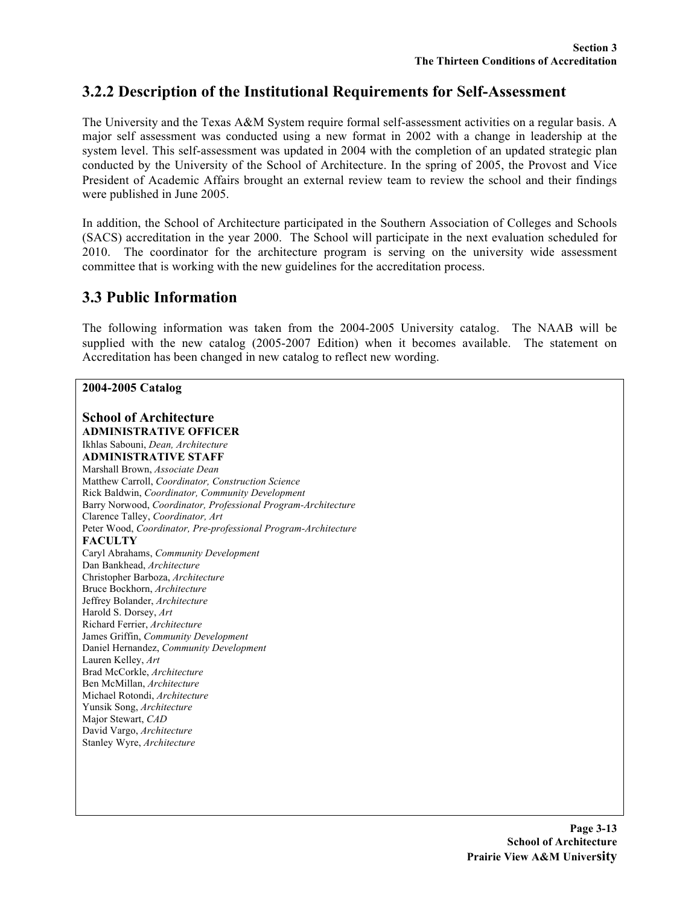## 3.2.2 Description of the Institutional Requirements for Self-Assessment

The University and the Texas A&M System require formal self-assessment activities on a regular basis. A major self assessment was conducted using a new format in 2002 with a change in leadership at the system level. This self-assessment was updated in 2004 with the completion of an updated strategic plan conducted by the University of the School of Architecture. In the spring of 2005, the Provost and Vice President of Academic Affairs brought an external review team to review the school and their findings were published in June 2005.

In addition, the School of Architecture participated in the Southern Association of Colleges and Schools (SACS) accreditation in the year 2000. The School will participate in the next evaluation scheduled for 2010. The coordinator for the architecture program is serving on the university wide assessment committee that is working with the new guidelines for the accreditation process.

## 3.3 Public Information

The following information was taken from the 2004-2005 University catalog. The NAAB will be supplied with the new catalog (2005-2007 Edition) when it becomes available. The statement on Accreditation has been changed in new catalog to reflect new wording.

**2004-2005 Catalog**

### School of Architecture

**ADMINISTRATIVE OFFICER**

Ikhlas Sabouni, *Dean, Architecture*

**ADMINISTRATIVE STAFF**

Marshall Brown, *Associate Dean*
Matthew Carroll, *Coordinator, Construction Science*
Rick Baldwin, *Coordinator, Community Development*
Barry Norwood, *Coordinator, Professional Program-Architecture*
Clarence Talley, *Coordinator, Art*
Peter Wood, *Coordinator, Pre-professional Program-Architecture*

**FACULTY**

Caryl Abrahams, *Community Development*
Dan Bankhead, *Architecture*
Christopher Barboza, *Architecture*
Bruce Bockhorn, *Architecture*
Jeffrey Bolander, *Architecture*
Harold S. Dorsey, *Art*
Richard Ferrier, *Architecture*
James Griffin, *Community Development*
Daniel Hernandez, *Community Development*
Lauren Kelley, *Art*
Brad McCorkle, *Architecture*
Ben McMillan, *Architecture*
Michael Rotondi, *Architecture*
Yunsik Song, *Architecture*
Major Stewart, *CAD*
David Vargo, *Architecture*
Stanley Wyre, *Architecture*